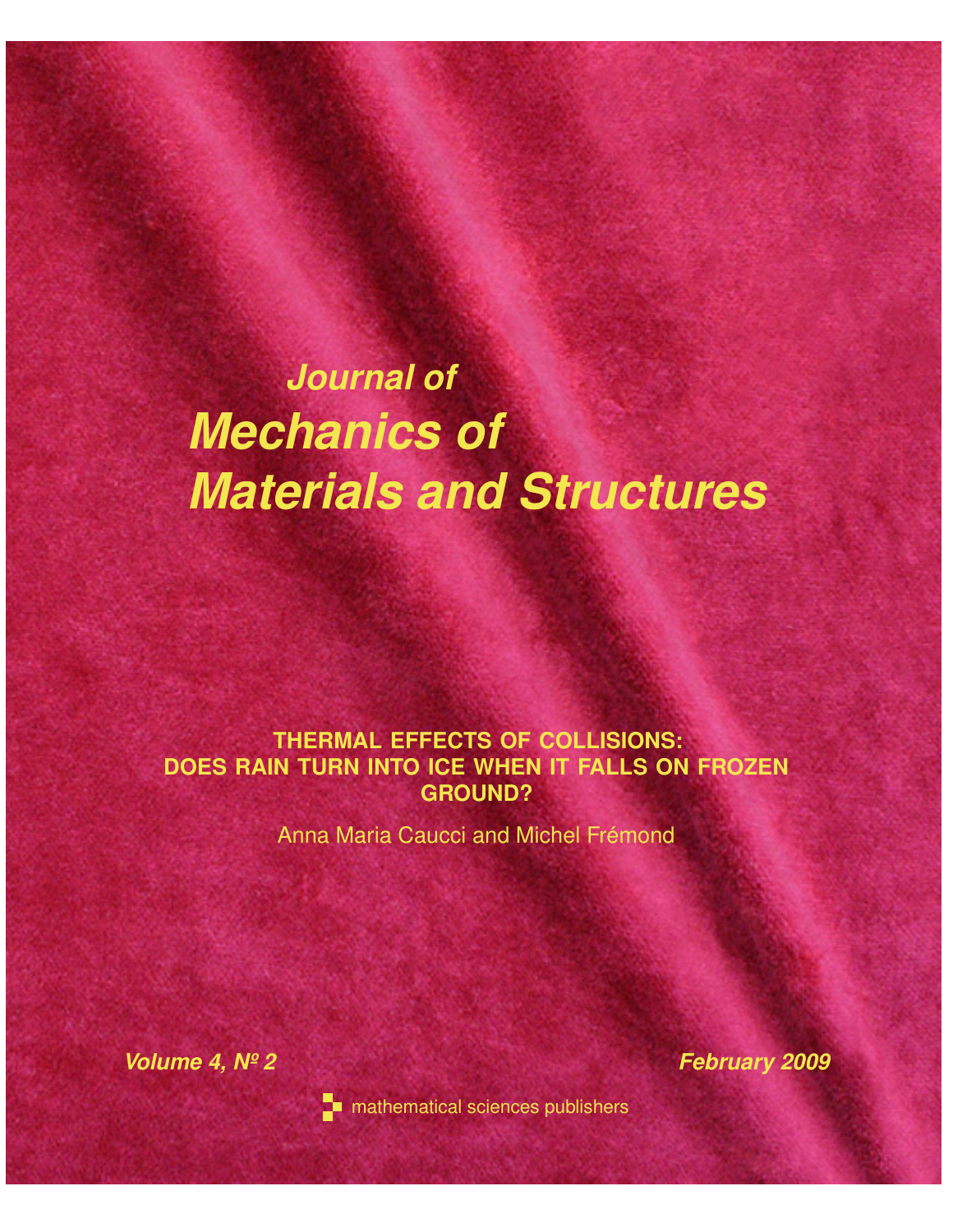# Journal of Mechanics of Materials and Structures

**THERMAL EFFECTS OF COLLISIONS: DOES RAIN TURN INTO ICE WHEN IT FALLS ON FROZEN GROUND?**

Anna Maria Caucci and Michel Frémond

*Volume 4, № 2* *February 2009*

mathematical sciences publishers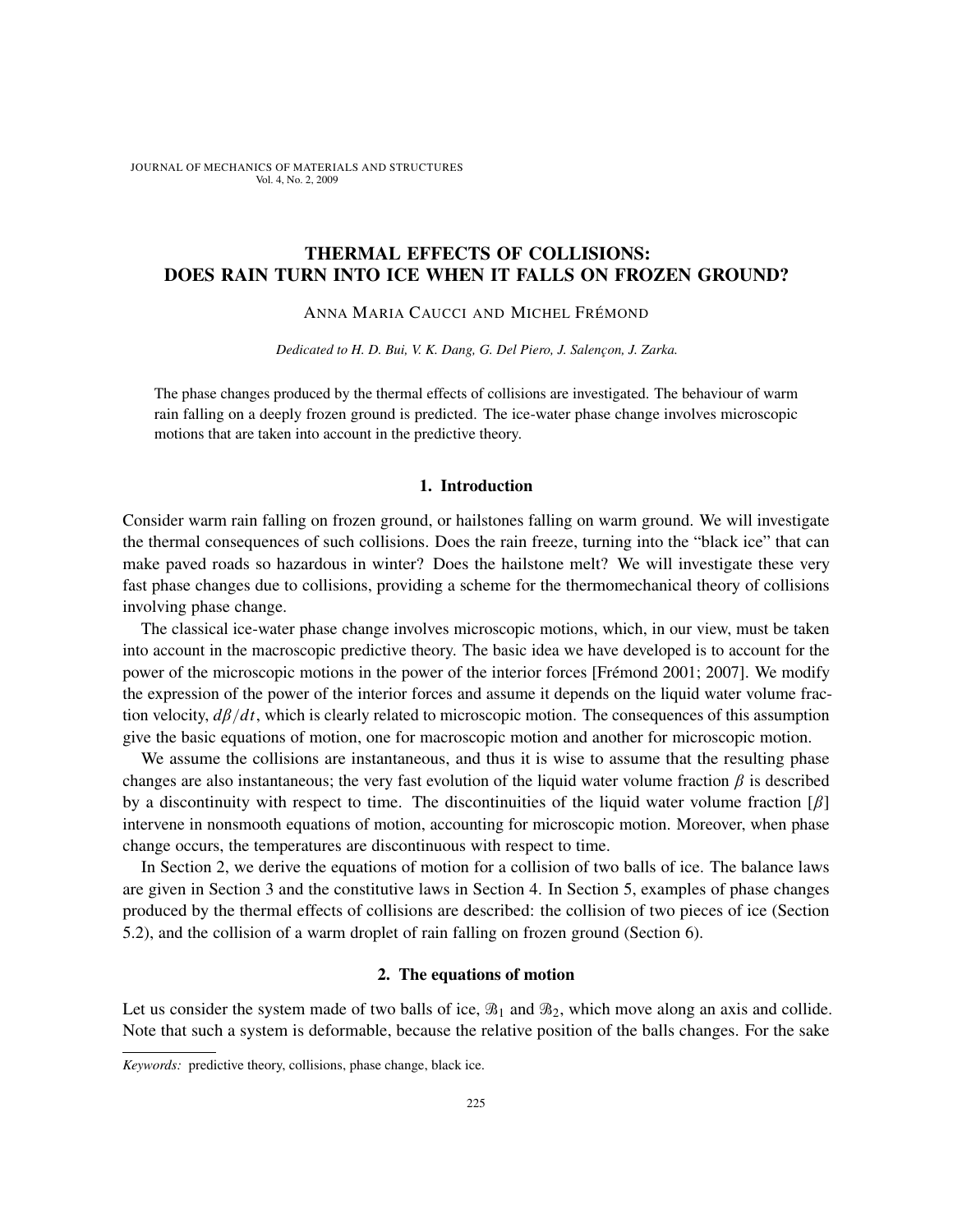# THERMAL EFFECTS OF COLLISIONS: DOES RAIN TURN INTO ICE WHEN IT FALLS ON FROZEN GROUND?

ANNA MARIA CAUCCI AND MICHEL FRÉMOND

*Dedicated to H. D. Bui, V. K. Dang, G. Del Piero, J. Salençon, J. Zarka.*

The phase changes produced by the thermal effects of collisions are investigated. The behaviour of warm rain falling on a deeply frozen ground is predicted. The ice-water phase change involves microscopic motions that are taken into account in the predictive theory.

## 1. Introduction

Consider warm rain falling on frozen ground, or hailstones falling on warm ground. We will investigate the thermal consequences of such collisions. Does the rain freeze, turning into the "black ice" that can make paved roads so hazardous in winter? Does the hailstone melt? We will investigate these very fast phase changes due to collisions, providing a scheme for the thermomechanical theory of collisions involving phase change.

The classical ice-water phase change involves microscopic motions, which, in our view, must be taken into account in the macroscopic predictive theory. The basic idea we have developed is to account for the power of the microscopic motions in the power of the interior forces [Frémond 2001; 2007]. We modify the expression of the power of the interior forces and assume it depends on the liquid water volume fraction velocity, $d\beta/dt$, which is clearly related to microscopic motion. The consequences of this assumption give the basic equations of motion, one for macroscopic motion and another for microscopic motion.

We assume the collisions are instantaneous, and thus it is wise to assume that the resulting phase changes are also instantaneous; the very fast evolution of the liquid water volume fraction $\beta$ is described by a discontinuity with respect to time. The discontinuities of the liquid water volume fraction $[\beta]$ intervene in nonsmooth equations of motion, accounting for microscopic motion. Moreover, when phase change occurs, the temperatures are discontinuous with respect to time.

In Section 2, we derive the equations of motion for a collision of two balls of ice. The balance laws are given in Section 3 and the constitutive laws in Section 4. In Section 5, examples of phase changes produced by the thermal effects of collisions are described: the collision of two pieces of ice (Section 5.2), and the collision of a warm droplet of rain falling on frozen ground (Section 6).

## 2. The equations of motion

Let us consider the system made of two balls of ice, $\mathcal{B}_1$ and $\mathcal{B}_2$, which move along an axis and collide. Note that such a system is deformable, because the relative position of the balls changes. For the sake

*Keywords:* predictive theory, collisions, phase change, black ice.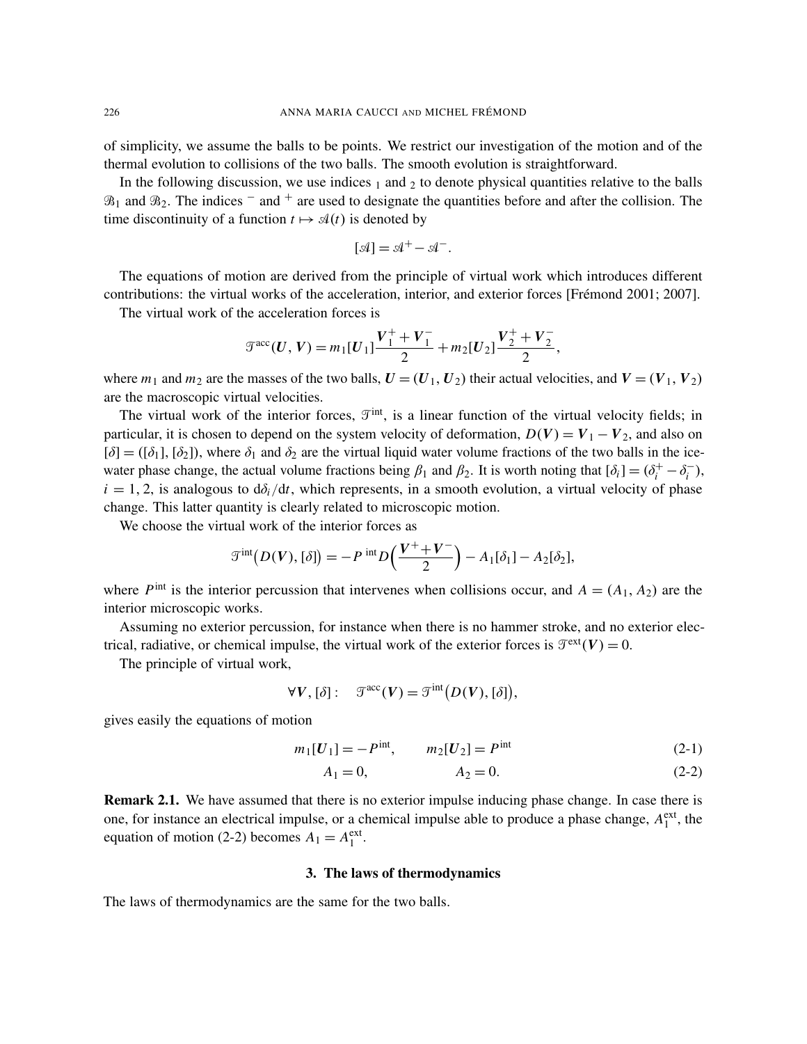of simplicity, we assume the balls to be points. We restrict our investigation of the motion and of the thermal evolution to collisions of the two balls. The smooth evolution is straightforward.

In the following discussion, we use indices $_1$ and $_2$ to denote physical quantities relative to the balls $\mathcal{B}_1$ and $\mathcal{B}_2$. The indices $^-$ and $^+$ are used to designate the quantities before and after the collision. The time discontinuity of a function $t \mapsto \mathcal{A}(t)$ is denoted by

$$[\mathcal{A}] = \mathcal{A}^+ - \mathcal{A}^-.$$

The equations of motion are derived from the principle of virtual work which introduces different contributions: the virtual works of the acceleration, interior, and exterior forces [Frémond 2001; 2007].

The virtual work of the acceleration forces is

$$\mathcal{T}^{\text{acc}}(\boldsymbol{U}, \boldsymbol{V}) = m_1[\boldsymbol{U}_1]\frac{\boldsymbol{V}_1^+ + \boldsymbol{V}_1^-}{2} + m_2[\boldsymbol{U}_2]\frac{\boldsymbol{V}_2^+ + \boldsymbol{V}_2^-}{2},$$

where $m_1$ and $m_2$ are the masses of the two balls, $\boldsymbol{U} = (\boldsymbol{U}_1, \boldsymbol{U}_2)$ their actual velocities, and $\boldsymbol{V} = (\boldsymbol{V}_1, \boldsymbol{V}_2)$ are the macroscopic virtual velocities.

The virtual work of the interior forces, $\mathcal{T}^{\text{int}}$, is a linear function of the virtual velocity fields; in particular, it is chosen to depend on the system velocity of deformation, $D(\boldsymbol{V}) = \boldsymbol{V}_1 - \boldsymbol{V}_2$, and also on $[\delta] = ([\delta_1], [\delta_2])$, where $\delta_1$ and $\delta_2$ are the virtual liquid water volume fractions of the two balls in the ice-water phase change, the actual volume fractions being $\beta_1$ and $\beta_2$. It is worth noting that $[\delta_i] = (\delta_i^+ - \delta_i^-)$, $i = 1, 2$, is analogous to $\mathrm{d}\delta_i/\mathrm{d}t$, which represents, in a smooth evolution, a virtual velocity of phase change. This latter quantity is clearly related to microscopic motion.

We choose the virtual work of the interior forces as

$$\mathcal{T}^{\text{int}}\big(D(\boldsymbol{V}), [\delta]\big) = -P^{\text{ int}} D\Big(\frac{\boldsymbol{V}^+ + \boldsymbol{V}^-}{2}\Big) - A_1[\delta_1] - A_2[\delta_2],$$

where $P^{\text{int}}$ is the interior percussion that intervenes when collisions occur, and $A = (A_1, A_2)$ are the interior microscopic works.

Assuming no exterior percussion, for instance when there is no hammer stroke, and no exterior electrical, radiative, or chemical impulse, the virtual work of the exterior forces is $\mathcal{T}^{\text{ext}}(\boldsymbol{V}) = 0$.

The principle of virtual work,

$$\forall \boldsymbol{V}, [\delta] : \quad \mathcal{T}^{\text{acc}}(\boldsymbol{V}) = \mathcal{T}^{\text{int}}\big(D(\boldsymbol{V}), [\delta]\big),$$

gives easily the equations of motion

$$m_1[\boldsymbol{U}_1] = -P^{\text{int}}, \qquad m_2[\boldsymbol{U}_2] = P^{\text{int}} \tag{2-1}$$

$$A_1 = 0, \qquad A_2 = 0. \tag{2-2}$$

**Remark 2.1.** We have assumed that there is no exterior impulse inducing phase change. In case there is one, for instance an electrical impulse, or a chemical impulse able to produce a phase change, $A_1^{\text{ext}}$, the equation of motion (2-2) becomes $A_1 = A_1^{\text{ext}}$.

## 3. The laws of thermodynamics

The laws of thermodynamics are the same for the two balls.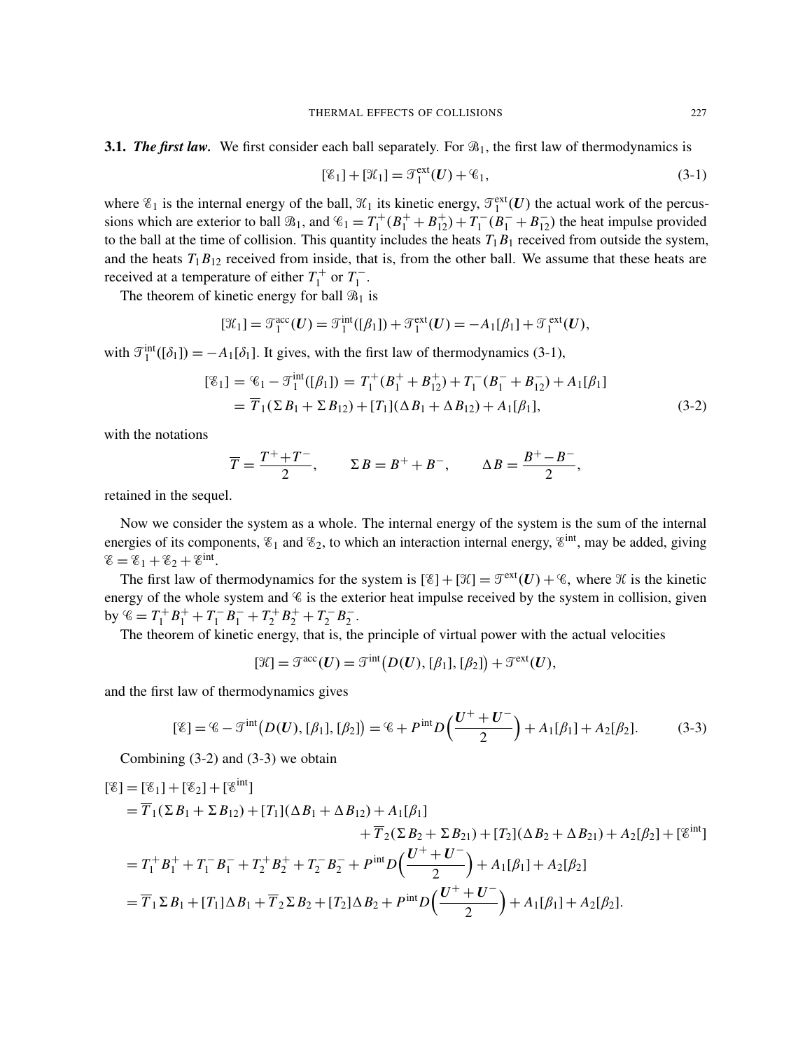**3.1. *The first law.*** We first consider each ball separately. For $\mathcal{B}_1$, the first law of thermodynamics is

$$[\mathscr{E}_1] + [\mathscr{K}_1] = \mathscr{T}_1^{\text{ext}}(\boldsymbol{U}) + \mathscr{C}_1, \tag{3-1}$$

where $\mathscr{E}_1$ is the internal energy of the ball, $\mathscr{K}_1$ its kinetic energy, $\mathscr{T}_1^{\text{ext}}(\boldsymbol{U})$ the actual work of the percussions which are exterior to ball $\mathcal{B}_1$, and $\mathscr{C}_1 = T_1^+(B_1^+ + B_{12}^+) + T_1^-(B_1^- + B_{12}^-)$ the heat impulse provided to the ball at the time of collision. This quantity includes the heats $T_1 B_1$ received from outside the system, and the heats $T_1 B_{12}$ received from inside, that is, from the other ball. We assume that these heats are received at a temperature of either $T_1^+$ or $T_1^-$.

The theorem of kinetic energy for ball $\mathcal{B}_1$ is

$$[\mathscr{K}_1] = \mathscr{T}_1^{\text{acc}}(\boldsymbol{U}) = \mathscr{T}_1^{\text{int}}([\beta_1]) + \mathscr{T}_1^{\text{ext}}(\boldsymbol{U}) = -A_1[\beta_1] + \mathscr{T}_1^{\text{ext}}(\boldsymbol{U}),$$

with $\mathscr{T}_1^{\text{int}}([\delta_1]) = -A_1[\delta_1]$. It gives, with the first law of thermodynamics (3-1),

$$\begin{aligned}
[\mathscr{E}_1] &= \mathscr{C}_1 - \mathscr{T}_1^{\text{int}}([\beta_1]) = T_1^+(B_1^+ + B_{12}^+) + T_1^-(B_1^- + B_{12}^-) + A_1[\beta_1] \\
&= \overline{T}_1(\Sigma B_1 + \Sigma B_{12}) + [T_1](\Delta B_1 + \Delta B_{12}) + A_1[\beta_1],
\end{aligned} \tag{3-2}$$

with the notations

$$\overline{T} = \frac{T^+ + T^-}{2}, \qquad \Sigma B = B^+ + B^-, \qquad \Delta B = \frac{B^+ - B^-}{2},$$

retained in the sequel.

Now we consider the system as a whole. The internal energy of the system is the sum of the internal energies of its components, $\mathscr{E}_1$ and $\mathscr{E}_2$, to which an interaction internal energy, $\mathscr{E}^{\text{int}}$, may be added, giving $\mathscr{E} = \mathscr{E}_1 + \mathscr{E}_2 + \mathscr{E}^{\text{int}}$.

The first law of thermodynamics for the system is $[\mathscr{E}] + [\mathscr{K}] = \mathscr{T}^{\text{ext}}(\boldsymbol{U}) + \mathscr{C}$, where $\mathscr{K}$ is the kinetic energy of the whole system and $\mathscr{C}$ is the exterior heat impulse received by the system in collision, given by $\mathscr{C} = T_1^+ B_1^+ + T_1^- B_1^- + T_2^+ B_2^+ + T_2^- B_2^-$.

The theorem of kinetic energy, that is, the principle of virtual power with the actual velocities

$$[\mathscr{K}] = \mathscr{T}^{\text{acc}}(\boldsymbol{U}) = \mathscr{T}^{\text{int}}\big(D(\boldsymbol{U}), [\beta_1], [\beta_2]\big) + \mathscr{T}^{\text{ext}}(\boldsymbol{U}),$$

and the first law of thermodynamics gives

$$[\mathscr{E}] = \mathscr{C} - \mathscr{T}^{\text{int}}\big(D(\boldsymbol{U}), [\beta_1], [\beta_2]\big) = \mathscr{C} + P^{\text{int}} D\Big(\frac{\boldsymbol{U}^+ + \boldsymbol{U}^-}{2}\Big) + A_1[\beta_1] + A_2[\beta_2]. \tag{3-3}$$

Combining (3-2) and (3-3) we obtain

$$\begin{aligned}
[\mathscr{E}] &= [\mathscr{E}_1] + [\mathscr{E}_2] + [\mathscr{E}^{\text{int}}] \\
&= \overline{T}_1(\Sigma B_1 + \Sigma B_{12}) + [T_1](\Delta B_1 + \Delta B_{12}) + A_1[\beta_1] \\
&\qquad + \overline{T}_2(\Sigma B_2 + \Sigma B_{21}) + [T_2](\Delta B_2 + \Delta B_{21}) + A_2[\beta_2] + [\mathscr{E}^{\text{int}}] \\
&= T_1^+ B_1^+ + T_1^- B_1^- + T_2^+ B_2^+ + T_2^- B_2^- + P^{\text{int}} D\Big(\frac{\boldsymbol{U}^+ + \boldsymbol{U}^-}{2}\Big) + A_1[\beta_1] + A_2[\beta_2] \\
&= \overline{T}_1 \Sigma B_1 + [T_1]\Delta B_1 + \overline{T}_2 \Sigma B_2 + [T_2]\Delta B_2 + P^{\text{int}} D\Big(\frac{\boldsymbol{U}^+ + \boldsymbol{U}^-}{2}\Big) + A_1[\beta_1] + A_2[\beta_2].
\end{aligned}$$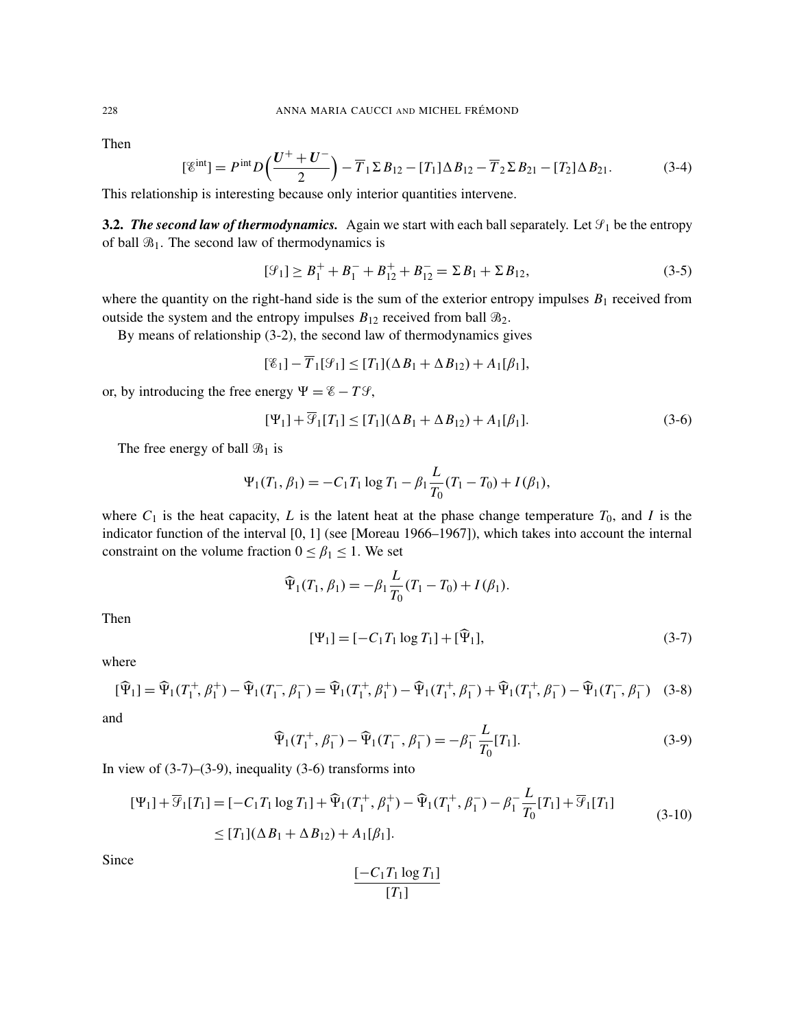Then

$$
[\mathscr{E}^{\text{int}}] = P^{\text{int}} D\Big(\frac{\boldsymbol{U}^+ + \boldsymbol{U}^-}{2}\Big) - \overline{T}_1 \Sigma B_{12} - [T_1]\Delta B_{12} - \overline{T}_2 \Sigma B_{21} - [T_2]\Delta B_{21}. \tag{3-4}
$$

This relationship is interesting because only interior quantities intervene.

**3.2.** ***The second law of thermodynamics.*** Again we start with each ball separately. Let $\mathscr{S}_1$ be the entropy of ball $\mathscr{B}_1$. The second law of thermodynamics is

$$
[\mathscr{S}_1] \geq B_1^+ + B_1^- + B_{12}^+ + B_{12}^- = \Sigma B_1 + \Sigma B_{12}, \tag{3-5}
$$

where the quantity on the right-hand side is the sum of the exterior entropy impulses $B_1$ received from outside the system and the entropy impulses $B_{12}$ received from ball $\mathscr{B}_2$.

By means of relationship (3-2), the second law of thermodynamics gives

$$
[\mathscr{E}_1] - \overline{T}_1[\mathscr{S}_1] \leq [T_1](\Delta B_1 + \Delta B_{12}) + A_1[\beta_1],
$$

or, by introducing the free energy $\Psi = \mathscr{E} - T\mathscr{S}$,

$$
[\Psi_1] + \overline{\mathscr{S}}_1[T_1] \leq [T_1](\Delta B_1 + \Delta B_{12}) + A_1[\beta_1]. \tag{3-6}
$$

The free energy of ball $\mathscr{B}_1$ is

$$
\Psi_1(T_1, \beta_1) = -C_1 T_1 \log T_1 - \beta_1 \frac{L}{T_0}(T_1 - T_0) + I(\beta_1),
$$

where $C_1$ is the heat capacity, $L$ is the latent heat at the phase change temperature $T_0$, and $I$ is the indicator function of the interval [0, 1] (see [Moreau 1966–1967]), which takes into account the internal constraint on the volume fraction $0 \leq \beta_1 \leq 1$. We set

$$
\widehat{\Psi}_1(T_1, \beta_1) = -\beta_1 \frac{L}{T_0}(T_1 - T_0) + I(\beta_1).
$$

Then

$$
[\Psi_1] = [-C_1 T_1 \log T_1] + [\widehat{\Psi}_1], \tag{3-7}
$$

where

$$
[\widehat{\Psi}_1] = \widehat{\Psi}_1(T_1^+, \beta_1^+) - \widehat{\Psi}_1(T_1^-, \beta_1^-) = \widehat{\Psi}_1(T_1^+, \beta_1^+) - \widehat{\Psi}_1(T_1^+, \beta_1^-) + \widehat{\Psi}_1(T_1^+, \beta_1^-) - \widehat{\Psi}_1(T_1^-, \beta_1^-) \tag{3-8}
$$

and

$$
\widehat{\Psi}_1(T_1^+, \beta_1^-) - \widehat{\Psi}_1(T_1^-, \beta_1^-) = -\beta_1^- \frac{L}{T_0}[T_1]. \tag{3-9}
$$

In view of (3-7)–(3-9), inequality (3-6) transforms into

$$
\begin{aligned}
[\Psi_1] + \overline{\mathscr{S}}_1[T_1] &= [-C_1 T_1 \log T_1] + \widehat{\Psi}_1(T_1^+, \beta_1^+) - \widehat{\Psi}_1(T_1^+, \beta_1^-) - \beta_1^- \frac{L}{T_0}[T_1] + \overline{\mathscr{S}}_1[T_1] \\
&\leq [T_1](\Delta B_1 + \Delta B_{12}) + A_1[\beta_1].
\end{aligned} \tag{3-10}
$$

Since

$$
\frac{[-C_1 T_1 \log T_1]}{[T_1]}
$$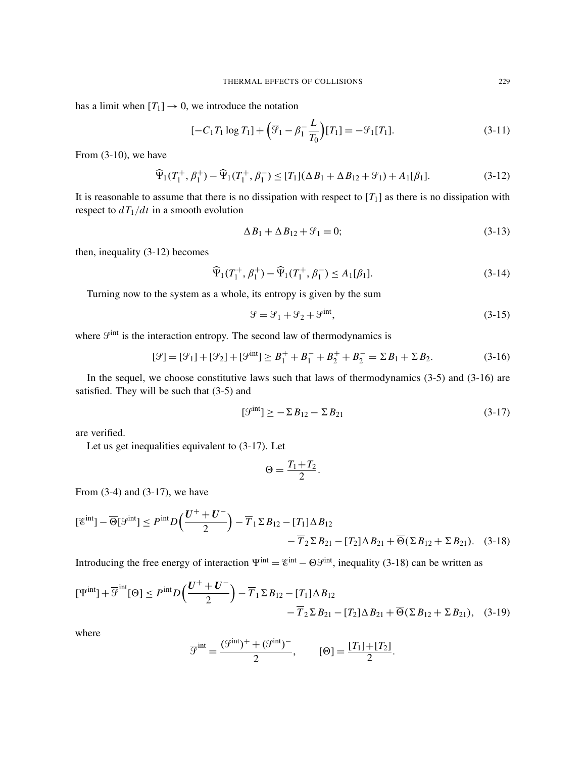has a limit when $[T_1] \to 0$, we introduce the notation

$$[-C_1 T_1 \log T_1] + \Big(\overline{\mathcal{S}}_1 - \beta_1^- \frac{L}{T_0}\Big)[T_1] = -\mathcal{S}_1[T_1]. \tag{3-11}$$

From (3-10), we have

$$\widehat{\Psi}_1(T_1^+, \beta_1^+) - \widehat{\Psi}_1(T_1^+, \beta_1^-) \leq [T_1](\Delta B_1 + \Delta B_{12} + \mathcal{S}_1) + A_1[\beta_1]. \tag{3-12}$$

It is reasonable to assume that there is no dissipation with respect to $[T_1]$ as there is no dissipation with respect to $dT_1/dt$ in a smooth evolution

$$\Delta B_1 + \Delta B_{12} + \mathcal{S}_1 = 0; \tag{3-13}$$

then, inequality (3-12) becomes

$$\widehat{\Psi}_1(T_1^+, \beta_1^+) - \widehat{\Psi}_1(T_1^+, \beta_1^-) \leq A_1[\beta_1]. \tag{3-14}$$

Turning now to the system as a whole, its entropy is given by the sum

$$\mathcal{S} = \mathcal{S}_1 + \mathcal{S}_2 + \mathcal{S}^{\text{int}}, \tag{3-15}$$

where $\mathcal{S}^{\text{int}}$ is the interaction entropy. The second law of thermodynamics is

$$[\mathcal{S}] = [\mathcal{S}_1] + [\mathcal{S}_2] + [\mathcal{S}^{\text{int}}] \geq B_1^+ + B_1^- + B_2^+ + B_2^- = \Sigma B_1 + \Sigma B_2. \tag{3-16}$$

In the sequel, we choose constitutive laws such that laws of thermodynamics (3-5) and (3-16) are satisfied. They will be such that (3-5) and

$$[\mathcal{S}^{\text{int}}] \geq -\Sigma B_{12} - \Sigma B_{21} \tag{3-17}$$

are verified.

Let us get inequalities equivalent to (3-17). Let

$$\Theta = \frac{T_1 + T_2}{2}.$$

From (3-4) and (3-17), we have

$$[\mathcal{E}^{\text{int}}] - \overline{\Theta}[\mathcal{S}^{\text{int}}] \leq P^{\text{int}} D\Big(\frac{\boldsymbol{U}^+ + \boldsymbol{U}^-}{2}\Big) - \overline{T}_1 \Sigma B_{12} - [T_1]\Delta B_{12} - \overline{T}_2 \Sigma B_{21} - [T_2]\Delta B_{21} + \overline{\Theta}(\Sigma B_{12} + \Sigma B_{21}). \tag{3-18}$$

Introducing the free energy of interaction $\Psi^{\text{int}} = \mathcal{E}^{\text{int}} - \Theta \mathcal{S}^{\text{int}}$, inequality (3-18) can be written as

$$[\Psi^{\text{int}}] + \overline{\mathcal{S}}^{\text{int}}[\Theta] \leq P^{\text{int}} D\Big(\frac{\boldsymbol{U}^+ + \boldsymbol{U}^-}{2}\Big) - \overline{T}_1 \Sigma B_{12} - [T_1]\Delta B_{12} - \overline{T}_2 \Sigma B_{21} - [T_2]\Delta B_{21} + \overline{\Theta}(\Sigma B_{12} + \Sigma B_{21}), \tag{3-19}$$

where

$$\overline{\mathcal{S}}^{\text{int}} = \frac{(\mathcal{S}^{\text{int}})^+ + (\mathcal{S}^{\text{int}})^-}{2}, \qquad [\Theta] = \frac{[T_1] + [T_2]}{2}.$$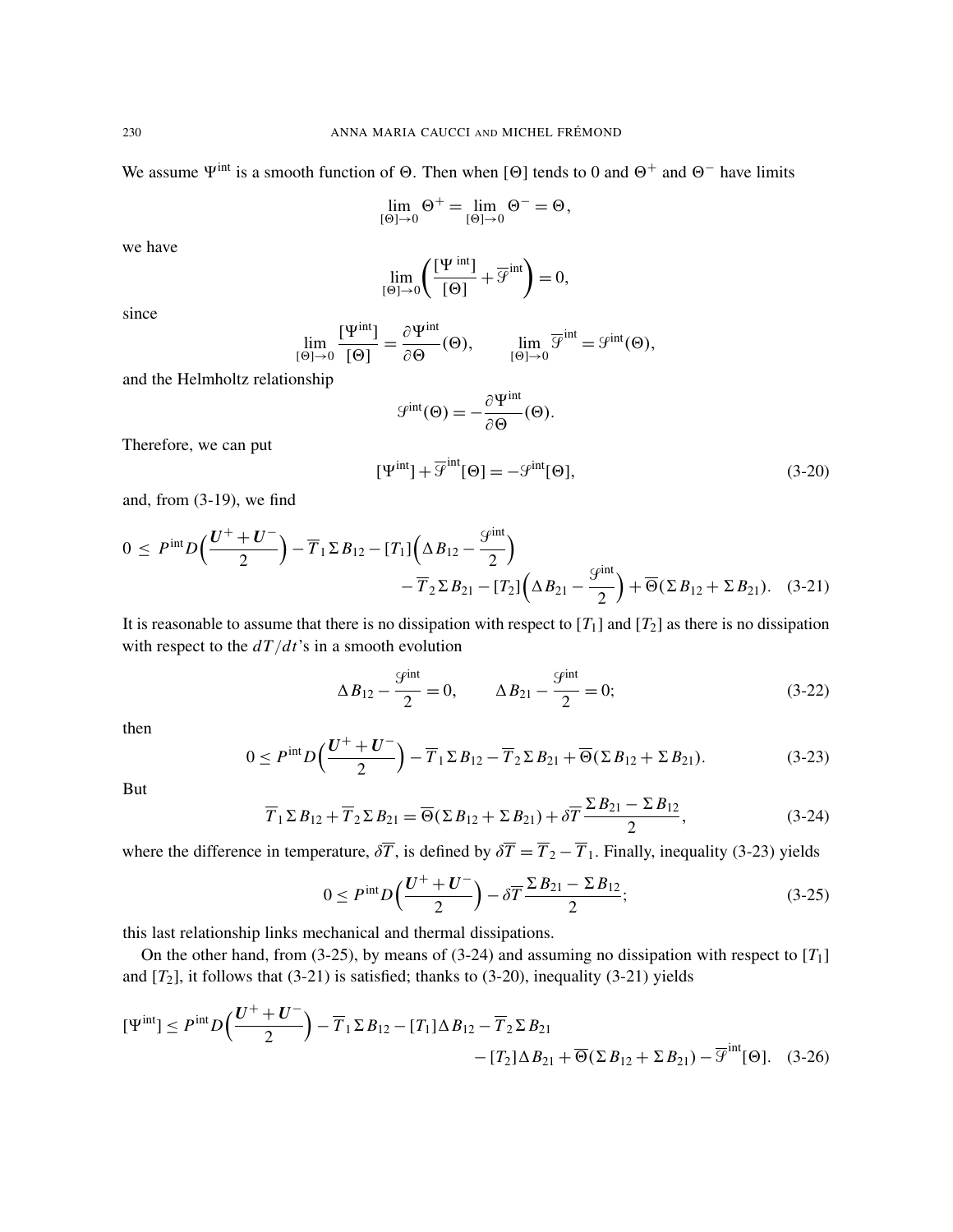We assume $\Psi^{\text{int}}$ is a smooth function of $\Theta$. Then when $[\Theta]$ tends to 0 and $\Theta^+$ and $\Theta^-$ have limits

$$\lim_{[\Theta]\to 0} \Theta^+ = \lim_{[\Theta]\to 0} \Theta^- = \Theta,$$

we have

$$\lim_{[\Theta]\to 0} \left( \frac{[\Psi^{\text{ int}}]}{[\Theta]} + \overline{\mathcal{S}}^{\text{int}} \right) = 0,$$

since

$$\lim_{[\Theta]\to 0} \frac{[\Psi^{\text{int}}]}{[\Theta]} = \frac{\partial \Psi^{\text{int}}}{\partial \Theta}(\Theta), \qquad \lim_{[\Theta]\to 0} \overline{\mathcal{S}}^{\text{int}} = \mathcal{S}^{\text{int}}(\Theta),$$

and the Helmholtz relationship

$$\mathcal{S}^{\text{int}}(\Theta) = -\frac{\partial \Psi^{\text{int}}}{\partial \Theta}(\Theta).$$

Therefore, we can put

$$[\Psi^{\text{int}}] + \overline{\mathcal{S}}^{\text{int}}[\Theta] = -\mathcal{S}^{\text{int}}[\Theta], \tag{3-20}$$

and, from (3-19), we find

$$0 \le P^{\text{int}} D\Big(\frac{\boldsymbol{U}^+ + \boldsymbol{U}^-}{2}\Big) - \overline{T}_1 \Sigma B_{12} - [T_1]\Big(\Delta B_{12} - \frac{\mathcal{S}^{\text{int}}}{2}\Big) - \overline{T}_2 \Sigma B_{21} - [T_2]\Big(\Delta B_{21} - \frac{\mathcal{S}^{\text{int}}}{2}\Big) + \overline{\Theta}(\Sigma B_{12} + \Sigma B_{21}). \tag{3-21}$$

It is reasonable to assume that there is no dissipation with respect to $[T_1]$ and $[T_2]$ as there is no dissipation with respect to the $dT/dt$'s in a smooth evolution

$$\Delta B_{12} - \frac{\mathcal{S}^{\text{int}}}{2} = 0, \qquad \Delta B_{21} - \frac{\mathcal{S}^{\text{int}}}{2} = 0; \tag{3-22}$$

then

$$0 \le P^{\text{int}} D\Big(\frac{\boldsymbol{U}^+ + \boldsymbol{U}^-}{2}\Big) - \overline{T}_1 \Sigma B_{12} - \overline{T}_2 \Sigma B_{21} + \overline{\Theta}(\Sigma B_{12} + \Sigma B_{21}). \tag{3-23}$$

But

$$\overline{T}_1 \Sigma B_{12} + \overline{T}_2 \Sigma B_{21} = \overline{\Theta}(\Sigma B_{12} + \Sigma B_{21}) + \delta\overline{T} \frac{\Sigma B_{21} - \Sigma B_{12}}{2}, \tag{3-24}$$

where the difference in temperature, $\delta\overline{T}$, is defined by $\delta\overline{T} = \overline{T}_2 - \overline{T}_1$. Finally, inequality (3-23) yields

$$0 \le P^{\text{int}} D\Big(\frac{\boldsymbol{U}^+ + \boldsymbol{U}^-}{2}\Big) - \delta\overline{T} \frac{\Sigma B_{21} - \Sigma B_{12}}{2}; \tag{3-25}$$

this last relationship links mechanical and thermal dissipations.

On the other hand, from (3-25), by means of (3-24) and assuming no dissipation with respect to $[T_1]$ and $[T_2]$, it follows that (3-21) is satisfied; thanks to (3-20), inequality (3-21) yields

$$[\Psi^{\text{int}}] \le P^{\text{int}} D\Big(\frac{\boldsymbol{U}^+ + \boldsymbol{U}^-}{2}\Big) - \overline{T}_1 \Sigma B_{12} - [T_1]\Delta B_{12} - \overline{T}_2 \Sigma B_{21} - [T_2]\Delta B_{21} + \overline{\Theta}(\Sigma B_{12} + \Sigma B_{21}) - \overline{\mathcal{S}}^{\text{int}}[\Theta]. \tag{3-26}$$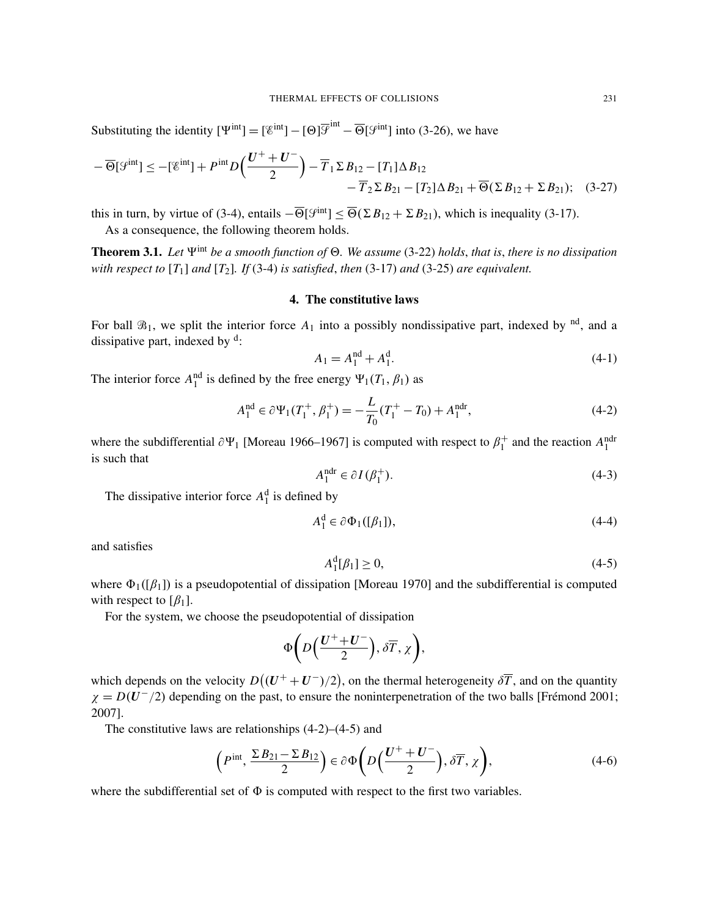Substituting the identity $[\Psi^{\text{int}}] = [\mathscr{E}^{\text{int}}] - [\Theta]\overline{\mathscr{S}}^{\text{int}} - \overline{\Theta}[\mathscr{S}^{\text{int}}]$ into (3-26), we have

$$
\begin{aligned}
-\overline{\Theta}[\mathscr{S}^{\text{int}}] \leq -[\mathscr{E}^{\text{int}}] + P^{\text{int}} D\Big(\frac{\boldsymbol{U}^+ + \boldsymbol{U}^-}{2}\Big) - \overline{T}_1 \Sigma B_{12} - [T_1]\Delta B_{12} \\
- \overline{T}_2 \Sigma B_{21} - [T_2]\Delta B_{21} + \overline{\Theta}(\Sigma B_{12} + \Sigma B_{21});
\end{aligned}
\tag{3-27}
$$

this in turn, by virtue of (3-4), entails $-\overline{\Theta}[\mathscr{S}^{\text{int}}] \leq \overline{\Theta}(\Sigma B_{12} + \Sigma B_{21})$, which is inequality (3-17).

As a consequence, the following theorem holds.

**Theorem 3.1.** *Let $\Psi^{\text{int}}$ be a smooth function of $\Theta$. We assume* (3-22) *holds*, *that is*, *there is no dissipation with respect to $[T_1]$ and $[T_2]$. If* (3-4) *is satisfied*, *then* (3-17) *and* (3-25) *are equivalent.*

## 4. The constitutive laws

For ball $\mathscr{B}_1$, we split the interior force $A_1$ into a possibly nondissipative part, indexed by $^{\text{nd}}$, and a dissipative part, indexed by $^{\text{d}}$:

$$
A_1 = A_1^{\text{nd}} + A_1^{\text{d}}. \tag{4-1}
$$

The interior force $A_1^{\text{nd}}$ is defined by the free energy $\Psi_1(T_1, \beta_1)$ as

$$
A_1^{\text{nd}} \in \partial \Psi_1(T_1^+, \beta_1^+) = -\frac{L}{T_0}(T_1^+ - T_0) + A_1^{\text{ndr}}, \tag{4-2}
$$

where the subdifferential $\partial \Psi_1$ [Moreau 1966–1967] is computed with respect to $\beta_1^+$ and the reaction $A_1^{\text{ndr}}$ is such that

$$
A_1^{\text{ndr}} \in \partial I(\beta_1^+). \tag{4-3}
$$

The dissipative interior force $A_1^{\text{d}}$ is defined by

$$
A_1^{\text{d}} \in \partial \Phi_1([\beta_1]), \tag{4-4}
$$

and satisfies

$$
A_1^{\text{d}}[\beta_1] \geq 0, \tag{4-5}
$$

where $\Phi_1([\beta_1])$ is a pseudopotential of dissipation [Moreau 1970] and the subdifferential is computed with respect to $[\beta_1]$.

For the system, we choose the pseudopotential of dissipation

$$
\Phi\bigg(D\Big(\frac{\boldsymbol{U}^+ + \boldsymbol{U}^-}{2}\Big), \delta\overline{T}, \chi\bigg),
$$

which depends on the velocity $D\big((\boldsymbol{U}^+ + \boldsymbol{U}^-)/2\big)$, on the thermal heterogeneity $\delta\overline{T}$, and on the quantity $\chi = D(\boldsymbol{U}^-/2)$ depending on the past, to ensure the noninterpenetration of the two balls [Frémond 2001; 2007].

The constitutive laws are relationships (4-2)–(4-5) and

$$
\Big(P^{\text{int}}, \frac{\Sigma B_{21} - \Sigma B_{12}}{2}\Big) \in \partial \Phi\bigg(D\Big(\frac{\boldsymbol{U}^+ + \boldsymbol{U}^-}{2}\Big), \delta\overline{T}, \chi\bigg), \tag{4-6}
$$

where the subdifferential set of $\Phi$ is computed with respect to the first two variables.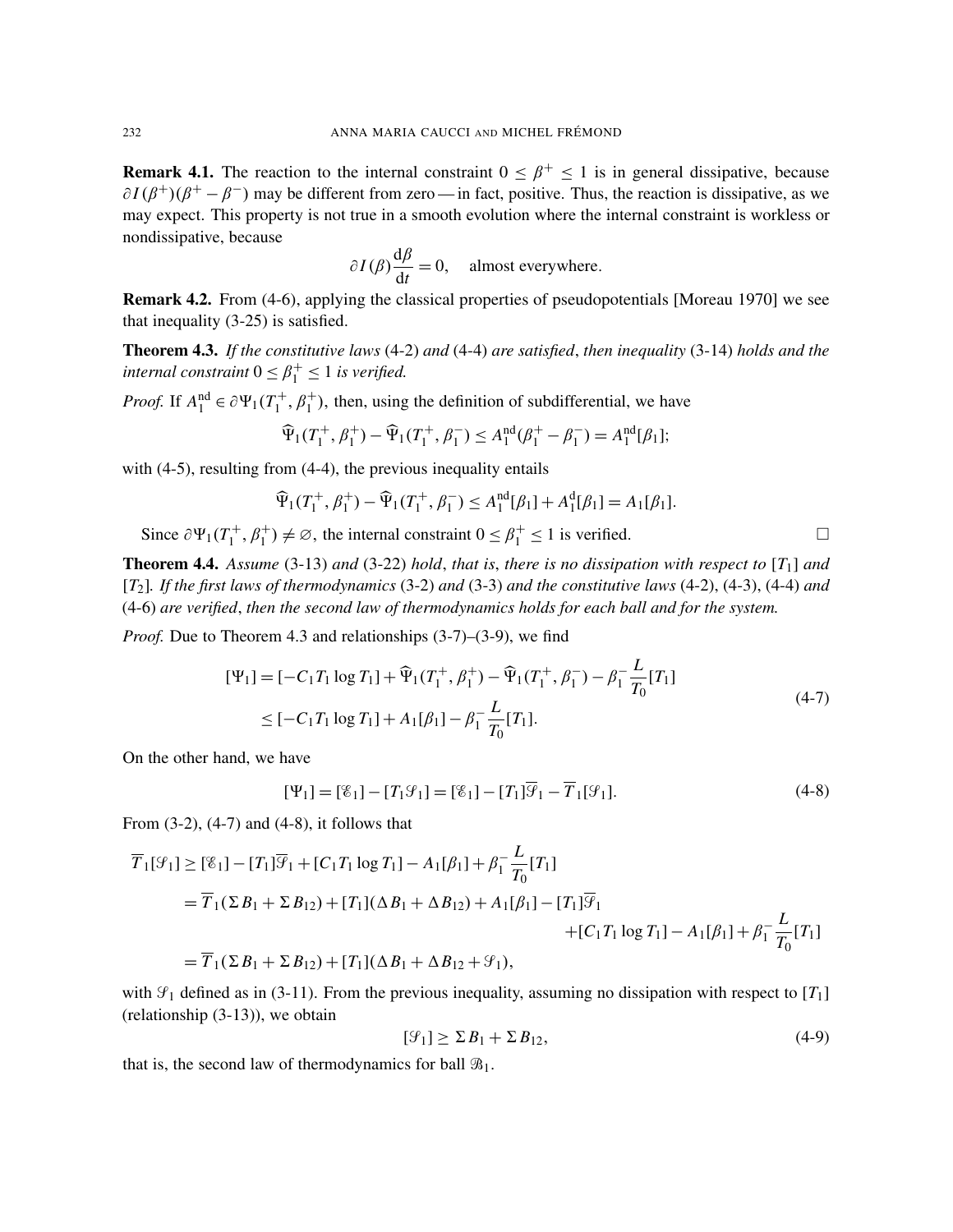**Remark 4.1.** The reaction to the internal constraint $0 \leq \beta^+ \leq 1$ is in general dissipative, because $\partial I(\beta^+)(\beta^+ - \beta^-)$ may be different from zero — in fact, positive. Thus, the reaction is dissipative, as we may expect. This property is not true in a smooth evolution where the internal constraint is workless or nondissipative, because

$$\partial I(\beta)\frac{\mathrm{d}\beta}{\mathrm{d}t} = 0, \quad \text{almost everywhere.}$$

**Remark 4.2.** From (4-6), applying the classical properties of pseudopotentials [Moreau 1970] we see that inequality (3-25) is satisfied.

**Theorem 4.3.** *If the constitutive laws* (4-2) *and* (4-4) *are satisfied*, *then inequality* (3-14) *holds and the internal constraint* $0 \leq \beta_1^+ \leq 1$ *is verified.*

*Proof.* If $A_1^{\mathrm{nd}} \in \partial\Psi_1(T_1^+, \beta_1^+)$, then, using the definition of subdifferential, we have

$$\widehat{\Psi}_1(T_1^+, \beta_1^+) - \widehat{\Psi}_1(T_1^+, \beta_1^-) \leq A_1^{\mathrm{nd}}(\beta_1^+ - \beta_1^-) = A_1^{\mathrm{nd}}[\beta_1];$$

with (4-5), resulting from (4-4), the previous inequality entails

$$\widehat{\Psi}_1(T_1^+, \beta_1^+) - \widehat{\Psi}_1(T_1^+, \beta_1^-) \leq A_1^{\mathrm{nd}}[\beta_1] + A_1^{\mathrm{d}}[\beta_1] = A_1[\beta_1].$$

Since $\partial\Psi_1(T_1^+, \beta_1^+) \neq \varnothing$, the internal constraint $0 \leq \beta_1^+ \leq 1$ is verified. □

**Theorem 4.4.** *Assume* (3-13) *and* (3-22) *hold*, *that is*, *there is no dissipation with respect to* $[T_1]$ *and* $[T_2]$. *If the first laws of thermodynamics* (3-2) *and* (3-3) *and the constitutive laws* (4-2), (4-3), (4-4) *and* (4-6) *are verified*, *then the second law of thermodynamics holds for each ball and for the system.*

*Proof.* Due to Theorem 4.3 and relationships (3-7)–(3-9), we find

$$\begin{aligned}
[\Psi_1] &= [-C_1 T_1 \log T_1] + \widehat{\Psi}_1(T_1^+, \beta_1^+) - \widehat{\Psi}_1(T_1^+, \beta_1^-) - \beta_1^- \frac{L}{T_0}[T_1] \\
&\leq [-C_1 T_1 \log T_1] + A_1[\beta_1] - \beta_1^- \frac{L}{T_0}[T_1].
\end{aligned} \tag{4-7}$$

On the other hand, we have

$$[\Psi_1] = [\mathscr{E}_1] - [T_1 \mathscr{S}_1] = [\mathscr{E}_1] - [T_1]\overline{\mathscr{S}}_1 - \overline{T}_1[\mathscr{S}_1]. \tag{4-8}$$

From (3-2), (4-7) and (4-8), it follows that

$$\begin{aligned}
\overline{T}_1[\mathscr{S}_1] &\geq [\mathscr{E}_1] - [T_1]\overline{\mathscr{S}}_1 + [C_1 T_1 \log T_1] - A_1[\beta_1] + \beta_1^- \frac{L}{T_0}[T_1] \\
&= \overline{T}_1(\Sigma B_1 + \Sigma B_{12}) + [T_1](\Delta B_1 + \Delta B_{12}) + A_1[\beta_1] - [T_1]\overline{\mathscr{S}}_1 \\
&\qquad\qquad + [C_1 T_1 \log T_1] - A_1[\beta_1] + \beta_1^- \frac{L}{T_0}[T_1] \\
&= \overline{T}_1(\Sigma B_1 + \Sigma B_{12}) + [T_1](\Delta B_1 + \Delta B_{12} + \mathscr{S}_1),
\end{aligned}$$

with $\mathscr{S}_1$ defined as in (3-11). From the previous inequality, assuming no dissipation with respect to $[T_1]$ (relationship (3-13)), we obtain

$$[\mathscr{S}_1] \geq \Sigma B_1 + \Sigma B_{12}, \tag{4-9}$$

that is, the second law of thermodynamics for ball $\mathscr{B}_1$.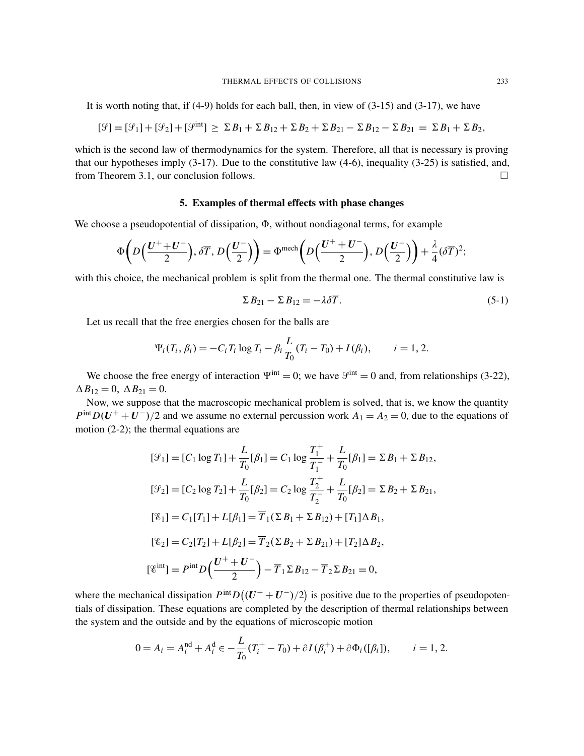It is worth noting that, if (4-9) holds for each ball, then, in view of (3-15) and (3-17), we have

$$[\mathcal{S}] = [\mathcal{S}_1] + [\mathcal{S}_2] + [\mathcal{S}^{\text{int}}] \ \geq\ \Sigma B_1 + \Sigma B_{12} + \Sigma B_2 + \Sigma B_{21} - \Sigma B_{12} - \Sigma B_{21} \ =\ \Sigma B_1 + \Sigma B_2,$$

which is the second law of thermodynamics for the system. Therefore, all that is necessary is proving that our hypotheses imply (3-17). Due to the constitutive law (4-6), inequality (3-25) is satisfied, and, from Theorem 3.1, our conclusion follows. □

## 5. Examples of thermal effects with phase changes

We choose a pseudopotential of dissipation, $\Phi$, without nondiagonal terms, for example

$$\Phi\biggl(D\Bigl(\frac{\boldsymbol{U}^+ + \boldsymbol{U}^-}{2}\Bigr), \delta\overline{T}, D\Bigl(\frac{\boldsymbol{U}^-}{2}\Bigr)\biggr) = \Phi^{\text{mech}}\biggl(D\Bigl(\frac{\boldsymbol{U}^+ + \boldsymbol{U}^-}{2}\Bigr), D\Bigl(\frac{\boldsymbol{U}^-}{2}\Bigr)\biggr) + \frac{\lambda}{4}(\delta\overline{T})^2;$$

with this choice, the mechanical problem is split from the thermal one. The thermal constitutive law is

$$\Sigma B_{21} - \Sigma B_{12} = -\lambda\delta\overline{T}. \tag{5-1}$$

Let us recall that the free energies chosen for the balls are

$$\Psi_i(T_i, \beta_i) = -C_i T_i \log T_i - \beta_i \frac{L}{T_0}(T_i - T_0) + I(\beta_i), \qquad i = 1, 2.$$

We choose the free energy of interaction $\Psi^{\text{int}} = 0$; we have $\mathcal{S}^{\text{int}} = 0$ and, from relationships (3-22), $\Delta B_{12} = 0,\ \Delta B_{21} = 0$.

Now, we suppose that the macroscopic mechanical problem is solved, that is, we know the quantity $P^{\text{int}} D(\boldsymbol{U}^+ + \boldsymbol{U}^-)/2$ and we assume no external percussion work $A_1 = A_2 = 0$, due to the equations of motion (2-2); the thermal equations are

$$[\mathcal{S}_1] = [C_1 \log T_1] + \frac{L}{T_0}[\beta_1] = C_1 \log \frac{T_1^+}{T_1^-} + \frac{L}{T_0}[\beta_1] = \Sigma B_1 + \Sigma B_{12},$$

$$[\mathcal{S}_2] = [C_2 \log T_2] + \frac{L}{T_0}[\beta_2] = C_2 \log \frac{T_2^+}{T_2^-} + \frac{L}{T_0}[\beta_2] = \Sigma B_2 + \Sigma B_{21},$$

$$[\mathcal{E}_1] = C_1[T_1] + L[\beta_1] = \overline{T}_1(\Sigma B_1 + \Sigma B_{12}) + [T_1]\Delta B_1,$$

$$[\mathcal{E}_2] = C_2[T_2] + L[\beta_2] = \overline{T}_2(\Sigma B_2 + \Sigma B_{21}) + [T_2]\Delta B_2,$$

$$[\mathcal{E}^{\text{int}}] = P^{\text{int}} D\Bigl(\frac{\boldsymbol{U}^+ + \boldsymbol{U}^-}{2}\Bigr) - \overline{T}_1 \Sigma B_{12} - \overline{T}_2 \Sigma B_{21} = 0,$$

where the mechanical dissipation $P^{\text{int}} D\bigl((\boldsymbol{U}^+ + \boldsymbol{U}^-)/2\bigr)$ is positive due to the properties of pseudopotentials of dissipation. These equations are completed by the description of thermal relationships between the system and the outside and by the equations of microscopic motion

$$0 = A_i = A_i^{\text{nd}} + A_i^{\text{d}} \in -\frac{L}{T_0}(T_i^+ - T_0) + \partial I(\beta_i^+) + \partial\Phi_i([\beta_i]), \qquad i = 1, 2.$$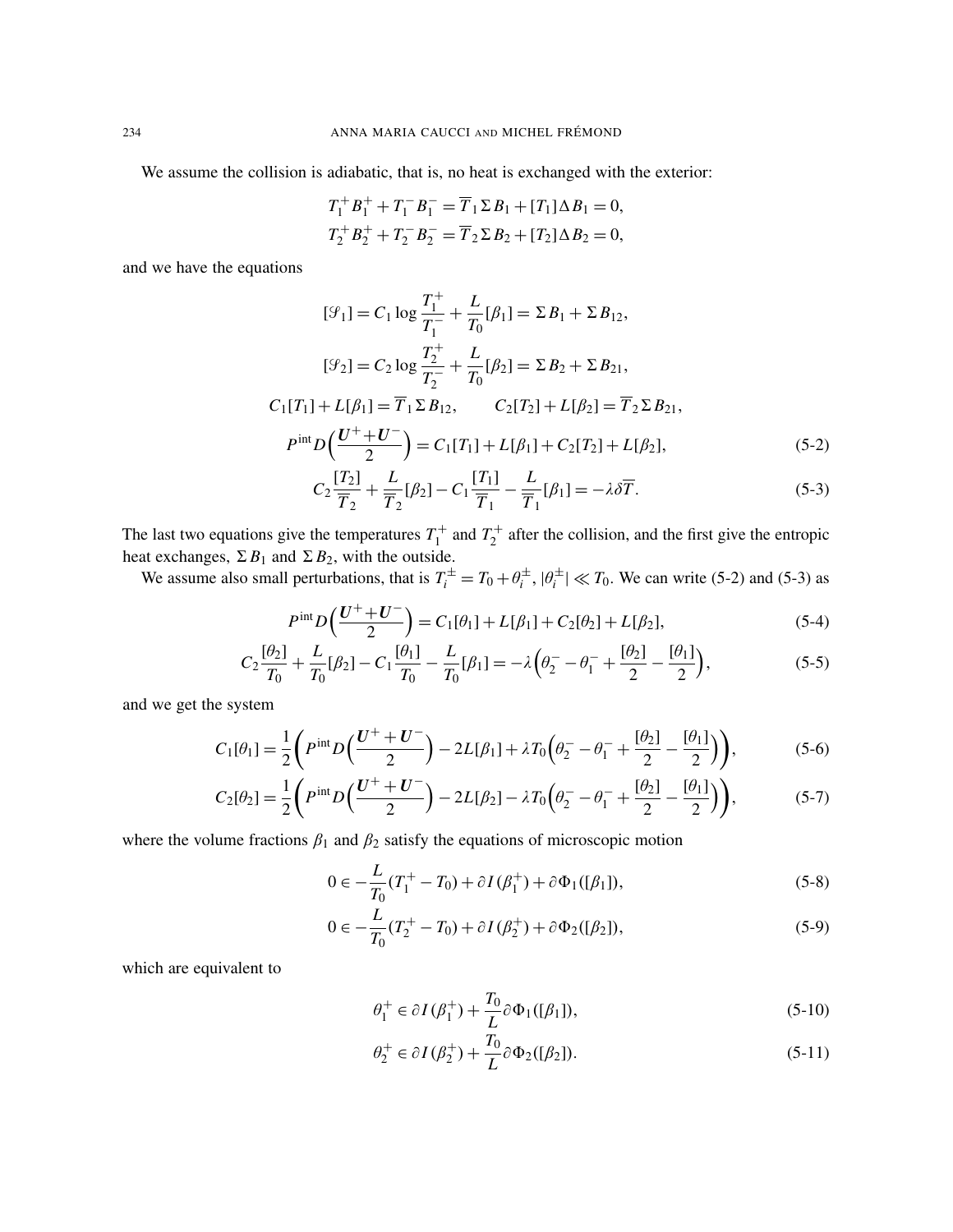We assume the collision is adiabatic, that is, no heat is exchanged with the exterior:

$$T_1^+ B_1^+ + T_1^- B_1^- = \overline{T}_1 \Sigma B_1 + [T_1]\Delta B_1 = 0,$$
$$T_2^+ B_2^+ + T_2^- B_2^- = \overline{T}_2 \Sigma B_2 + [T_2]\Delta B_2 = 0,$$

and we have the equations

$$[\mathcal{S}_1] = C_1 \log \frac{T_1^+}{T_1^-} + \frac{L}{T_0}[\beta_1] = \Sigma B_1 + \Sigma B_{12},$$

$$[\mathcal{S}_2] = C_2 \log \frac{T_2^+}{T_2^-} + \frac{L}{T_0}[\beta_2] = \Sigma B_2 + \Sigma B_{21},$$

$$C_1[T_1] + L[\beta_1] = \overline{T}_1 \Sigma B_{12}, \qquad C_2[T_2] + L[\beta_2] = \overline{T}_2 \Sigma B_{21},$$

$$P^{\text{int}} D\Big(\frac{\boldsymbol{U}^+ + \boldsymbol{U}^-}{2}\Big) = C_1[T_1] + L[\beta_1] + C_2[T_2] + L[\beta_2], \tag{5-2}$$

$$C_2 \frac{[T_2]}{\overline{T}_2} + \frac{L}{\overline{T}_2}[\beta_2] - C_1 \frac{[T_1]}{\overline{T}_1} - \frac{L}{\overline{T}_1}[\beta_1] = -\lambda \delta \overline{T}. \tag{5-3}$$

The last two equations give the temperatures $T_1^+$ and $T_2^+$ after the collision, and the first give the entropic heat exchanges, $\Sigma B_1$ and $\Sigma B_2$, with the outside.

We assume also small perturbations, that is $T_i^{\pm} = T_0 + \theta_i^{\pm}$, $|\theta_i^{\pm}| \ll T_0$. We can write (5-2) and (5-3) as

$$P^{\text{int}} D\Big(\frac{\boldsymbol{U}^+ + \boldsymbol{U}^-}{2}\Big) = C_1[\theta_1] + L[\beta_1] + C_2[\theta_2] + L[\beta_2], \tag{5-4}$$

$$C_2 \frac{[\theta_2]}{T_0} + \frac{L}{T_0}[\beta_2] - C_1 \frac{[\theta_1]}{T_0} - \frac{L}{T_0}[\beta_1] = -\lambda \Big(\theta_2^- - \theta_1^- + \frac{[\theta_2]}{2} - \frac{[\theta_1]}{2}\Big), \tag{5-5}$$

and we get the system

$$C_1[\theta_1] = \frac{1}{2}\bigg(P^{\text{int}} D\Big(\frac{\boldsymbol{U}^+ + \boldsymbol{U}^-}{2}\Big) - 2L[\beta_1] + \lambda T_0 \Big(\theta_2^- - \theta_1^- + \frac{[\theta_2]}{2} - \frac{[\theta_1]}{2}\Big)\bigg), \tag{5-6}$$

$$C_2[\theta_2] = \frac{1}{2}\bigg(P^{\text{int}} D\Big(\frac{\boldsymbol{U}^+ + \boldsymbol{U}^-}{2}\Big) - 2L[\beta_2] - \lambda T_0 \Big(\theta_2^- - \theta_1^- + \frac{[\theta_2]}{2} - \frac{[\theta_1]}{2}\Big)\bigg), \tag{5-7}$$

where the volume fractions $\beta_1$ and $\beta_2$ satisfy the equations of microscopic motion

$$0 \in -\frac{L}{T_0}(T_1^+ - T_0) + \partial I(\beta_1^+) + \partial \Phi_1([\beta_1]), \tag{5-8}$$

$$0 \in -\frac{L}{T_0}(T_2^+ - T_0) + \partial I(\beta_2^+) + \partial \Phi_2([\beta_2]), \tag{5-9}$$

which are equivalent to

$$\theta_1^+ \in \partial I(\beta_1^+) + \frac{T_0}{L}\partial \Phi_1([\beta_1]), \tag{5-10}$$

$$\theta_2^+ \in \partial I(\beta_2^+) + \frac{T_0}{L}\partial \Phi_2([\beta_2]). \tag{5-11}$$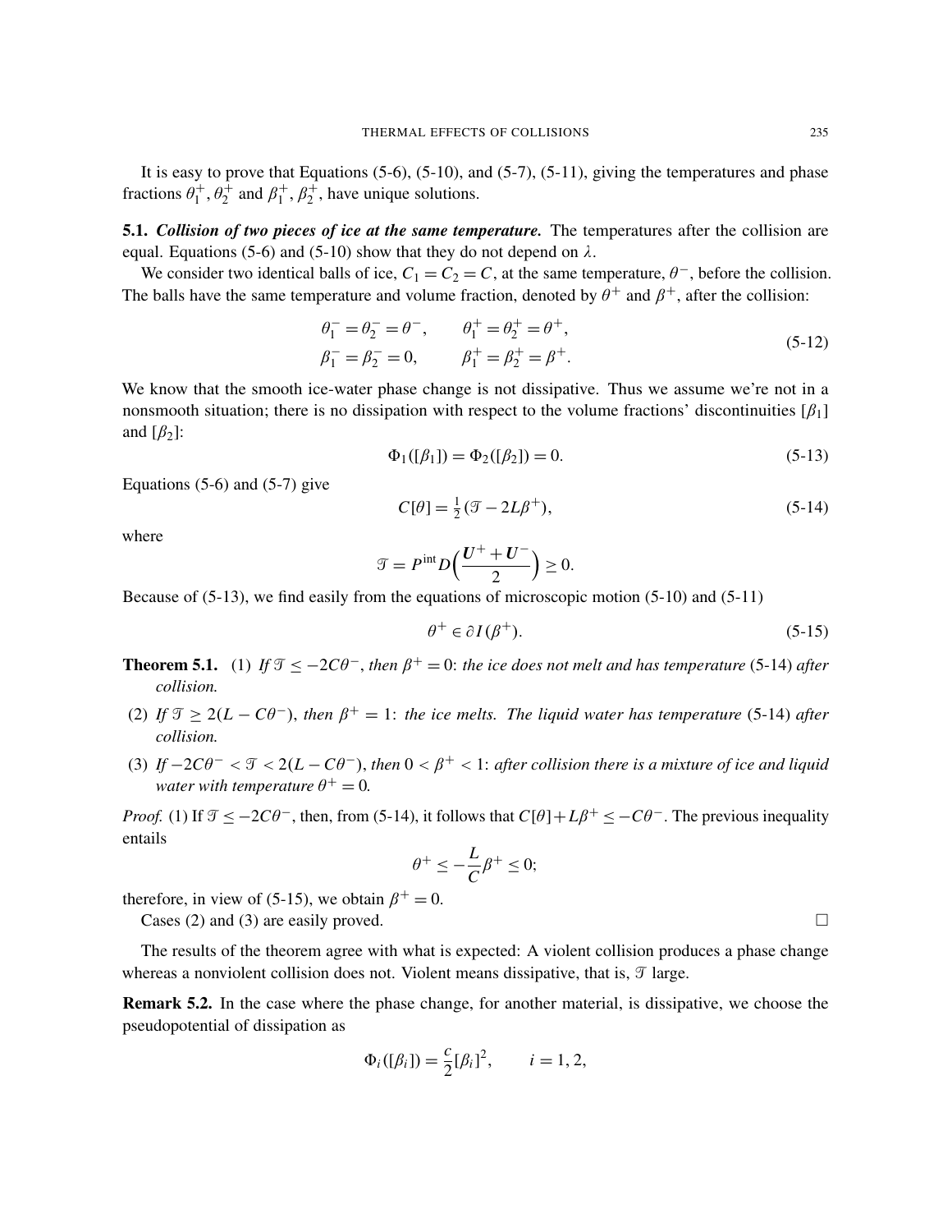It is easy to prove that Equations (5-6), (5-10), and (5-7), (5-11), giving the temperatures and phase fractions $\theta_1^+, \theta_2^+$ and $\beta_1^+, \beta_2^+$, have unique solutions.

**5.1.** ***Collision of two pieces of ice at the same temperature.*** The temperatures after the collision are equal. Equations (5-6) and (5-10) show that they do not depend on $\lambda$.

We consider two identical balls of ice, $C_1 = C_2 = C$, at the same temperature, $\theta^-$, before the collision. The balls have the same temperature and volume fraction, denoted by $\theta^+$ and $\beta^+$, after the collision:

$$\begin{aligned} \theta_1^- = \theta_2^- = \theta^-, \qquad \theta_1^+ = \theta_2^+ = \theta^+, \\ \beta_1^- = \beta_2^- = 0, \qquad \beta_1^+ = \beta_2^+ = \beta^+. \end{aligned} \tag{5-12}$$

We know that the smooth ice-water phase change is not dissipative. Thus we assume we're not in a nonsmooth situation; there is no dissipation with respect to the volume fractions' discontinuities $[\beta_1]$ and $[\beta_2]$:

$$\Phi_1([\beta_1]) = \Phi_2([\beta_2]) = 0. \tag{5-13}$$

Equations (5-6) and (5-7) give

$$C[\theta] = \tfrac{1}{2}(\mathcal{T} - 2L\beta^+), \tag{5-14}$$

where

$$\mathcal{T} = P^{\text{int}} D\Big(\frac{\boldsymbol{U}^+ + \boldsymbol{U}^-}{2}\Big) \geq 0.$$

Because of (5-13), we find easily from the equations of microscopic motion (5-10) and (5-11)

$$\theta^+ \in \partial I(\beta^+). \tag{5-15}$$

**Theorem 5.1.** (1) *If $\mathcal{T} \leq -2C\theta^-$, then $\beta^+ = 0$: the ice does not melt and has temperature* (5-14) *after collision.*

(2) *If $\mathcal{T} \geq 2(L - C\theta^-)$, then $\beta^+ = 1$: the ice melts. The liquid water has temperature* (5-14) *after collision.*

(3) *If $-2C\theta^- < \mathcal{T} < 2(L - C\theta^-)$, then $0 < \beta^+ < 1$: after collision there is a mixture of ice and liquid water with temperature $\theta^+ = 0$.*

*Proof.* (1) If $\mathcal{T} \leq -2C\theta^-$, then, from (5-14), it follows that $C[\theta] + L\beta^+ \leq -C\theta^-$. The previous inequality entails

$$\theta^+ \leq -\frac{L}{C}\beta^+ \leq 0;$$

therefore, in view of (5-15), we obtain $\beta^+ = 0$.

Cases (2) and (3) are easily proved. □

The results of the theorem agree with what is expected: A violent collision produces a phase change whereas a nonviolent collision does not. Violent means dissipative, that is, $\mathcal{T}$ large.

**Remark 5.2.** In the case where the phase change, for another material, is dissipative, we choose the pseudopotential of dissipation as

$$\Phi_i([\beta_i]) = \frac{c}{2}[\beta_i]^2, \qquad i = 1, 2,$$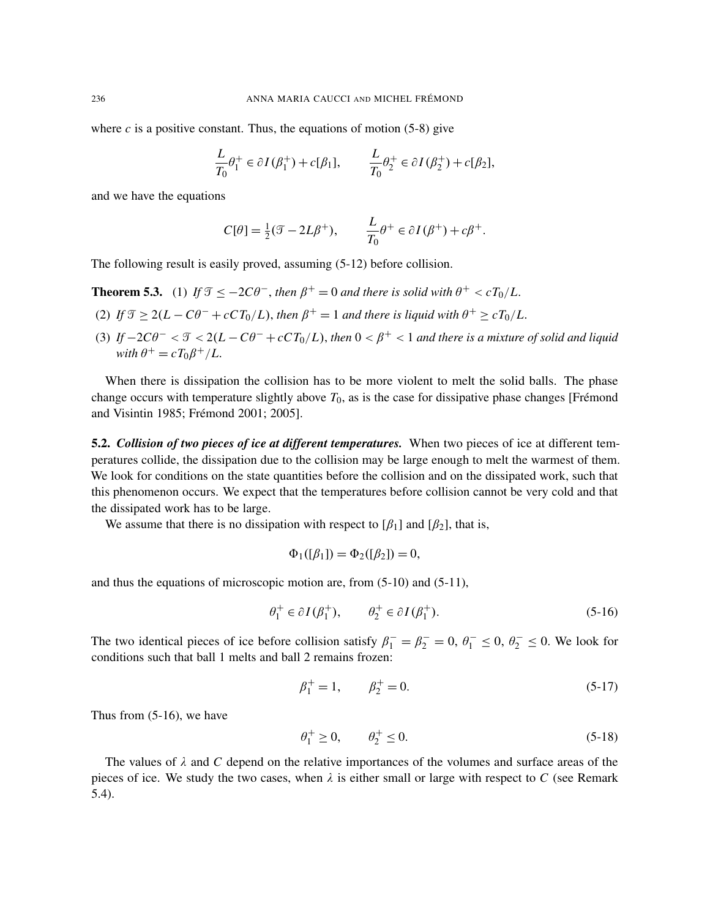where $c$ is a positive constant. Thus, the equations of motion (5-8) give

$$\frac{L}{T_0}\theta_1^+ \in \partial I(\beta_1^+) + c[\beta_1], \qquad \frac{L}{T_0}\theta_2^+ \in \partial I(\beta_2^+) + c[\beta_2],$$

and we have the equations

$$C[\theta] = \tfrac{1}{2}(\mathcal{T} - 2L\beta^+), \qquad \frac{L}{T_0}\theta^+ \in \partial I(\beta^+) + c\beta^+.$$

The following result is easily proved, assuming (5-12) before collision.

**Theorem 5.3.** (1) *If $\mathcal{T} \le -2C\theta^-$, then $\beta^+ = 0$ and there is solid with $\theta^+ < cT_0/L$.*

(2) *If $\mathcal{T} \ge 2(L - C\theta^- + cCT_0/L)$, then $\beta^+ = 1$ and there is liquid with $\theta^+ \ge cT_0/L$.*

(3) *If $-2C\theta^- < \mathcal{T} < 2(L - C\theta^- + cCT_0/L)$, then $0 < \beta^+ < 1$ and there is a mixture of solid and liquid with $\theta^+ = cT_0\beta^+/L$.*

When there is dissipation the collision has to be more violent to melt the solid balls. The phase change occurs with temperature slightly above $T_0$, as is the case for dissipative phase changes [Frémond and Visintin 1985; Frémond 2001; 2005].

**5.2.** ***Collision of two pieces of ice at different temperatures.*** When two pieces of ice at different temperatures collide, the dissipation due to the collision may be large enough to melt the warmest of them. We look for conditions on the state quantities before the collision and on the dissipated work, such that this phenomenon occurs. We expect that the temperatures before collision cannot be very cold and that the dissipated work has to be large.

We assume that there is no dissipation with respect to $[\beta_1]$ and $[\beta_2]$, that is,

$$\Phi_1([\beta_1]) = \Phi_2([\beta_2]) = 0,$$

and thus the equations of microscopic motion are, from (5-10) and (5-11),

$$\theta_1^+ \in \partial I(\beta_1^+), \qquad \theta_2^+ \in \partial I(\beta_1^+). \tag{5-16}$$

The two identical pieces of ice before collision satisfy $\beta_1^- = \beta_2^- = 0$, $\theta_1^- \le 0$, $\theta_2^- \le 0$. We look for conditions such that ball 1 melts and ball 2 remains frozen:

$$\beta_1^+ = 1, \qquad \beta_2^+ = 0. \tag{5-17}$$

Thus from (5-16), we have

$$\theta_1^+ \ge 0, \qquad \theta_2^+ \le 0. \tag{5-18}$$

The values of $\lambda$ and $C$ depend on the relative importances of the volumes and surface areas of the pieces of ice. We study the two cases, when $\lambda$ is either small or large with respect to $C$ (see Remark 5.4).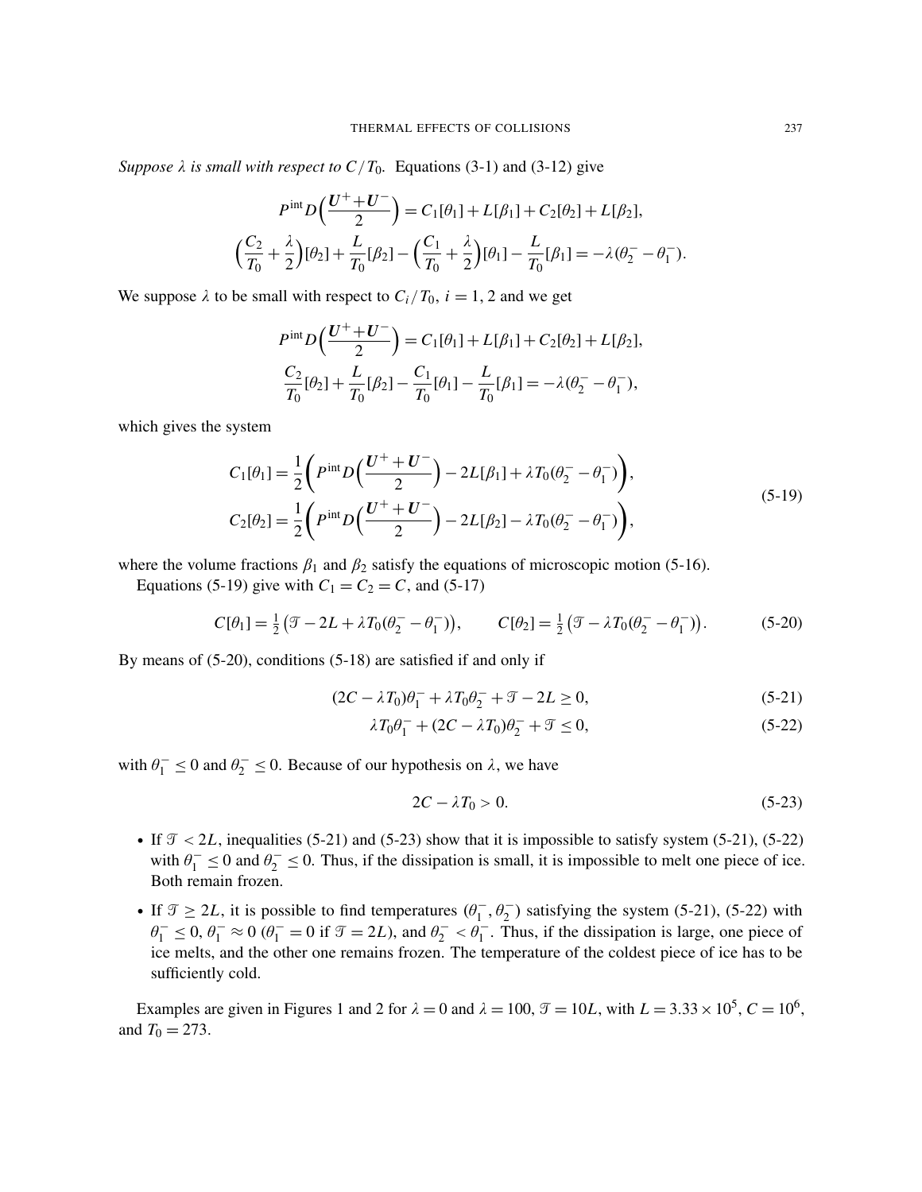*Suppose $\lambda$ is small with respect to $C/T_0$.* Equations (3-1) and (3-12) give

$$P^{\text{int}} D\Big(\frac{\boldsymbol{U}^{+}+\boldsymbol{U}^{-}}{2}\Big) = C_1[\theta_1] + L[\beta_1] + C_2[\theta_2] + L[\beta_2],$$

$$\Big(\frac{C_2}{T_0}+\frac{\lambda}{2}\Big)[\theta_2] + \frac{L}{T_0}[\beta_2] - \Big(\frac{C_1}{T_0}+\frac{\lambda}{2}\Big)[\theta_1] - \frac{L}{T_0}[\beta_1] = -\lambda(\theta_2^- - \theta_1^-).$$

We suppose $\lambda$ to be small with respect to $C_i/T_0$, $i=1,2$ and we get

$$P^{\text{int}} D\Big(\frac{\boldsymbol{U}^{+}+\boldsymbol{U}^{-}}{2}\Big) = C_1[\theta_1] + L[\beta_1] + C_2[\theta_2] + L[\beta_2],$$

$$\frac{C_2}{T_0}[\theta_2] + \frac{L}{T_0}[\beta_2] - \frac{C_1}{T_0}[\theta_1] - \frac{L}{T_0}[\beta_1] = -\lambda(\theta_2^- - \theta_1^-),$$

which gives the system

$$\begin{aligned} C_1[\theta_1] &= \frac{1}{2}\bigg(P^{\text{int}} D\Big(\frac{\boldsymbol{U}^{+}+\boldsymbol{U}^{-}}{2}\Big) - 2L[\beta_1] + \lambda T_0(\theta_2^- - \theta_1^-)\bigg), \\ C_2[\theta_2] &= \frac{1}{2}\bigg(P^{\text{int}} D\Big(\frac{\boldsymbol{U}^{+}+\boldsymbol{U}^{-}}{2}\Big) - 2L[\beta_2] - \lambda T_0(\theta_2^- - \theta_1^-)\bigg), \end{aligned} \tag{5-19}$$

where the volume fractions $\beta_1$ and $\beta_2$ satisfy the equations of microscopic motion (5-16).

Equations (5-19) give with $C_1 = C_2 = C$, and (5-17)

$$C[\theta_1] = \tfrac{1}{2}\big(\mathcal{T} - 2L + \lambda T_0(\theta_2^- - \theta_1^-)\big), \qquad C[\theta_2] = \tfrac{1}{2}\big(\mathcal{T} - \lambda T_0(\theta_2^- - \theta_1^-)\big). \tag{5-20}$$

By means of (5-20), conditions (5-18) are satisfied if and only if

$$(2C - \lambda T_0)\theta_1^- + \lambda T_0 \theta_2^- + \mathcal{T} - 2L \geq 0, \tag{5-21}$$

$$\lambda T_0 \theta_1^- + (2C - \lambda T_0)\theta_2^- + \mathcal{T} \leq 0, \tag{5-22}$$

with $\theta_1^- \leq 0$ and $\theta_2^- \leq 0$. Because of our hypothesis on $\lambda$, we have

$$2C - \lambda T_0 > 0. \tag{5-23}$$

- If $\mathcal{T} < 2L$, inequalities (5-21) and (5-23) show that it is impossible to satisfy system (5-21), (5-22) with $\theta_1^- \leq 0$ and $\theta_2^- \leq 0$. Thus, if the dissipation is small, it is impossible to melt one piece of ice. Both remain frozen.
- If $\mathcal{T} \geq 2L$, it is possible to find temperatures $(\theta_1^-, \theta_2^-)$ satisfying the system (5-21), (5-22) with $\theta_1^- \leq 0$, $\theta_1^- \approx 0$ ($\theta_1^- = 0$ if $\mathcal{T} = 2L$), and $\theta_2^- < \theta_1^-$. Thus, if the dissipation is large, one piece of ice melts, and the other one remains frozen. The temperature of the coldest piece of ice has to be sufficiently cold.

Examples are given in Figures 1 and 2 for $\lambda = 0$ and $\lambda = 100$, $\mathcal{T} = 10L$, with $L = 3.33 \times 10^5$, $C = 10^6$, and $T_0 = 273$.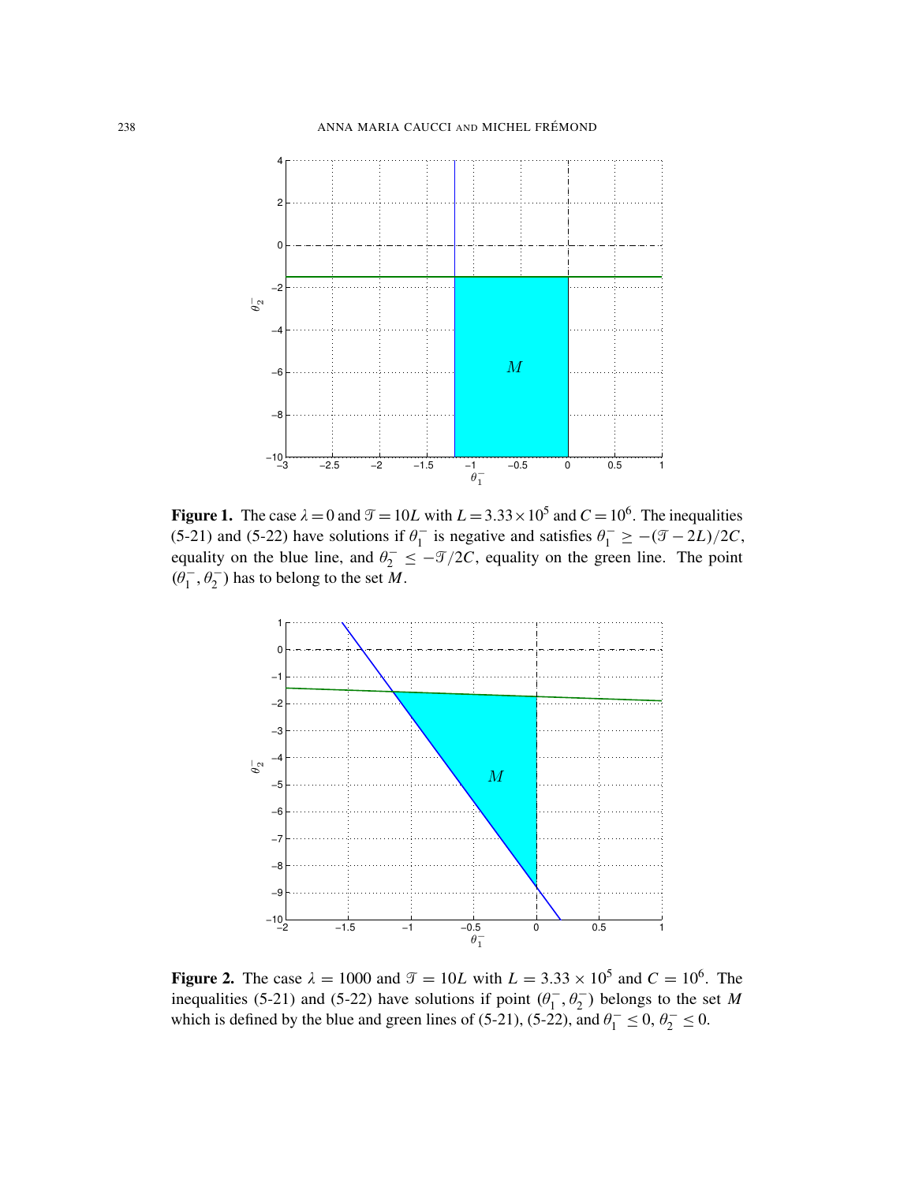**Figure 1.** The case $\lambda = 0$ and $\mathcal{T} = 10L$ with $L = 3.33 \times 10^5$ and $C = 10^6$. The inequalities (5-21) and (5-22) have solutions if $\theta_1^-$ is negative and satisfies $\theta_1^- \geq -(\mathcal{T} - 2L)/2C$, equality on the blue line, and $\theta_2^- \leq -\mathcal{T}/2C$, equality on the green line. The point $(\theta_1^-, \theta_2^-)$ has to belong to the set $M$.

**Figure 2.** The case $\lambda = 1000$ and $\mathcal{T} = 10L$ with $L = 3.33 \times 10^5$ and $C = 10^6$. The inequalities (5-21) and (5-22) have solutions if point $(\theta_1^-, \theta_2^-)$ belongs to the set $M$ which is defined by the blue and green lines of (5-21), (5-22), and $\theta_1^- \leq 0$, $\theta_2^- \leq 0$.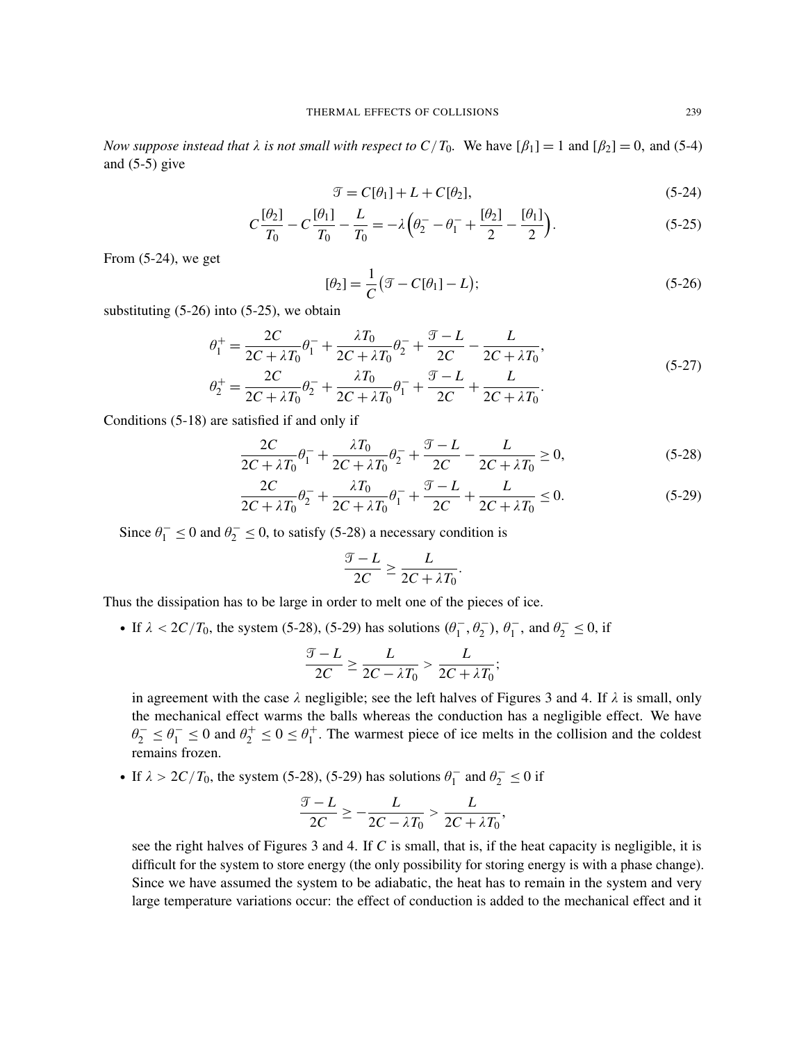*Now suppose instead that $\lambda$ is not small with respect to $C/T_0$.* We have $[\beta_1] = 1$ and $[\beta_2] = 0$, and (5-4) and (5-5) give

$$\mathcal{T} = C[\theta_1] + L + C[\theta_2], \tag{5-24}$$

$$C\frac{[\theta_2]}{T_0} - C\frac{[\theta_1]}{T_0} - \frac{L}{T_0} = -\lambda\Big(\theta_2^- - \theta_1^- + \frac{[\theta_2]}{2} - \frac{[\theta_1]}{2}\Big). \tag{5-25}$$

From (5-24), we get

$$[\theta_2] = \frac{1}{C}\big(\mathcal{T} - C[\theta_1] - L\big); \tag{5-26}$$

substituting (5-26) into (5-25), we obtain

$$\begin{aligned}
\theta_1^+ &= \frac{2C}{2C+\lambda T_0}\theta_1^- + \frac{\lambda T_0}{2C+\lambda T_0}\theta_2^- + \frac{\mathcal{T}-L}{2C} - \frac{L}{2C+\lambda T_0},\\
\theta_2^+ &= \frac{2C}{2C+\lambda T_0}\theta_2^- + \frac{\lambda T_0}{2C+\lambda T_0}\theta_1^- + \frac{\mathcal{T}-L}{2C} + \frac{L}{2C+\lambda T_0}.
\end{aligned} \tag{5-27}$$

Conditions (5-18) are satisfied if and only if

$$\frac{2C}{2C+\lambda T_0}\theta_1^- + \frac{\lambda T_0}{2C+\lambda T_0}\theta_2^- + \frac{\mathcal{T}-L}{2C} - \frac{L}{2C+\lambda T_0} \geq 0, \tag{5-28}$$

$$\frac{2C}{2C+\lambda T_0}\theta_2^- + \frac{\lambda T_0}{2C+\lambda T_0}\theta_1^- + \frac{\mathcal{T}-L}{2C} + \frac{L}{2C+\lambda T_0} \leq 0. \tag{5-29}$$

Since $\theta_1^- \leq 0$ and $\theta_2^- \leq 0$, to satisfy (5-28) a necessary condition is

$$\frac{\mathcal{T}-L}{2C} \geq \frac{L}{2C+\lambda T_0}.$$

Thus the dissipation has to be large in order to melt one of the pieces of ice.

- If $\lambda < 2C/T_0$, the system (5-28), (5-29) has solutions $(\theta_1^-, \theta_2^-)$, $\theta_1^-$, and $\theta_2^- \leq 0$, if

$$\frac{\mathcal{T}-L}{2C} \geq \frac{L}{2C-\lambda T_0} > \frac{L}{2C+\lambda T_0};$$

  in agreement with the case $\lambda$ negligible; see the left halves of Figures 3 and 4. If $\lambda$ is small, only the mechanical effect warms the balls whereas the conduction has a negligible effect. We have $\theta_2^- \leq \theta_1^- \leq 0$ and $\theta_2^+ \leq 0 \leq \theta_1^+$. The warmest piece of ice melts in the collision and the coldest remains frozen.

- If $\lambda > 2C/T_0$, the system (5-28), (5-29) has solutions $\theta_1^-$ and $\theta_2^- \leq 0$ if

$$\frac{\mathcal{T}-L}{2C} \geq -\frac{L}{2C-\lambda T_0} > \frac{L}{2C+\lambda T_0},$$

  see the right halves of Figures 3 and 4. If $C$ is small, that is, if the heat capacity is negligible, it is difficult for the system to store energy (the only possibility for storing energy is with a phase change). Since we have assumed the system to be adiabatic, the heat has to remain in the system and very large temperature variations occur: the effect of conduction is added to the mechanical effect and it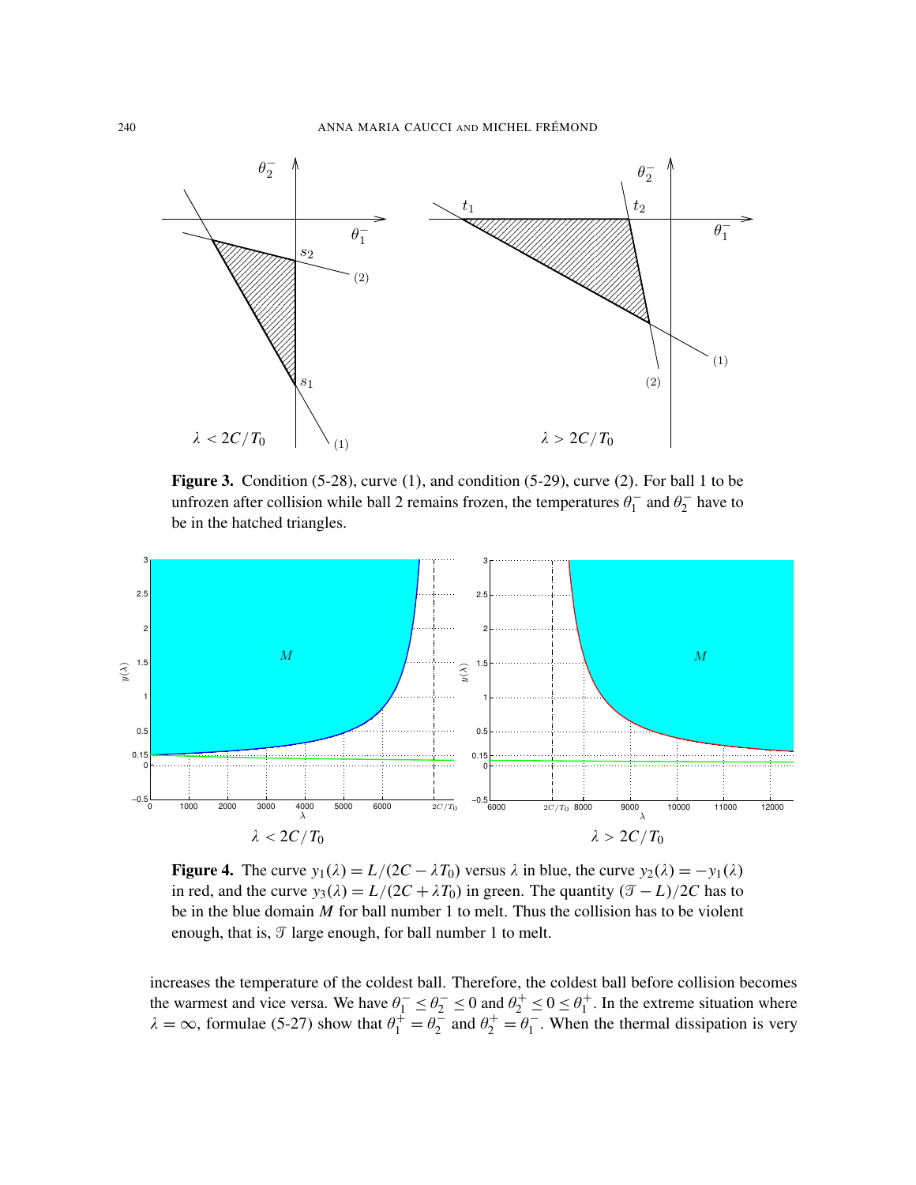**Figure 3.** Condition (5-28), curve (1), and condition (5-29), curve (2). For ball 1 to be unfrozen after collision while ball 2 remains frozen, the temperatures $\theta_1^-$ and $\theta_2^-$ have to be in the hatched triangles.

**Figure 4.** The curve $y_1(\lambda) = L/(2C - \lambda T_0)$ versus $\lambda$ in blue, the curve $y_2(\lambda) = -y_1(\lambda)$ in red, and the curve $y_3(\lambda) = L/(2C + \lambda T_0)$ in green. The quantity $(\mathscr{T} - L)/2C$ has to be in the blue domain $M$ for ball number 1 to melt. Thus the collision has to be violent enough, that is, $\mathscr{T}$ large enough, for ball number 1 to melt.

increases the temperature of the coldest ball. Therefore, the coldest ball before collision becomes the warmest and vice versa. We have $\theta_1^- \leq \theta_2^- \leq 0$ and $\theta_2^+ \leq 0 \leq \theta_1^+$. In the extreme situation where $\lambda = \infty$, formulae (5-27) show that $\theta_1^+ = \theta_2^-$ and $\theta_2^+ = \theta_1^-$. When the thermal dissipation is very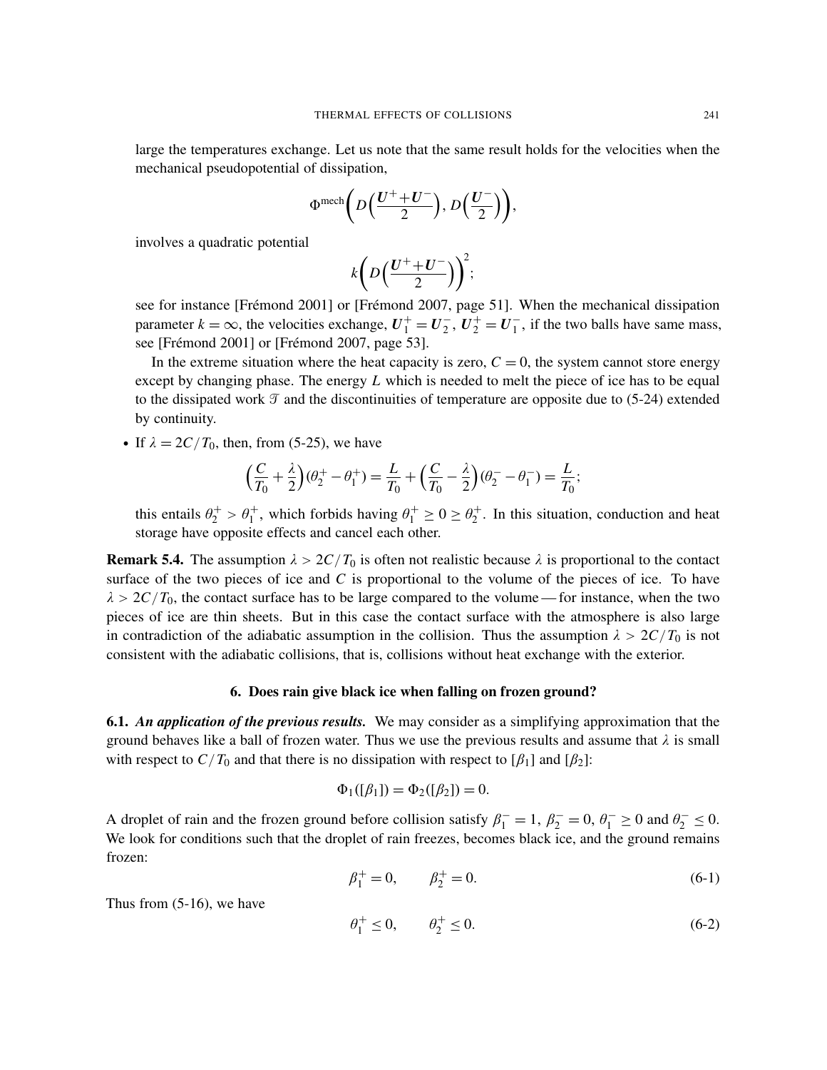large the temperatures exchange. Let us note that the same result holds for the velocities when the mechanical pseudopotential of dissipation,

$$\Phi^{\text{mech}}\left(D\left(\frac{\boldsymbol{U}^{+}+\boldsymbol{U}^{-}}{2}\right), D\left(\frac{\boldsymbol{U}^{-}}{2}\right)\right),$$

involves a quadratic potential

$$k\left(D\left(\frac{\boldsymbol{U}^{+}+\boldsymbol{U}^{-}}{2}\right)\right)^{2};$$

see for instance [Frémond 2001] or [Frémond 2007, page 51]. When the mechanical dissipation parameter $k = \infty$, the velocities exchange, $\boldsymbol{U}_1^{+} = \boldsymbol{U}_2^{-}$, $\boldsymbol{U}_2^{+} = \boldsymbol{U}_1^{-}$, if the two balls have same mass, see [Frémond 2001] or [Frémond 2007, page 53].

In the extreme situation where the heat capacity is zero, $C = 0$, the system cannot store energy except by changing phase. The energy $L$ which is needed to melt the piece of ice has to be equal to the dissipated work $\mathcal{T}$ and the discontinuities of temperature are opposite due to (5-24) extended by continuity.

- If $\lambda = 2C/T_0$, then, from (5-25), we have

$$\left(\frac{C}{T_0}+\frac{\lambda}{2}\right)(\theta_2^{+}-\theta_1^{+}) = \frac{L}{T_0} + \left(\frac{C}{T_0}-\frac{\lambda}{2}\right)(\theta_2^{-}-\theta_1^{-}) = \frac{L}{T_0};$$

this entails $\theta_2^{+} > \theta_1^{+}$, which forbids having $\theta_1^{+} \geq 0 \geq \theta_2^{+}$. In this situation, conduction and heat storage have opposite effects and cancel each other.

**Remark 5.4.** The assumption $\lambda > 2C/T_0$ is often not realistic because $\lambda$ is proportional to the contact surface of the two pieces of ice and $C$ is proportional to the volume of the pieces of ice. To have $\lambda > 2C/T_0$, the contact surface has to be large compared to the volume — for instance, when the two pieces of ice are thin sheets. But in this case the contact surface with the atmosphere is also large in contradiction of the adiabatic assumption in the collision. Thus the assumption $\lambda > 2C/T_0$ is not consistent with the adiabatic collisions, that is, collisions without heat exchange with the exterior.

## 6. Does rain give black ice when falling on frozen ground?

**6.1.** ***An application of the previous results.*** We may consider as a simplifying approximation that the ground behaves like a ball of frozen water. Thus we use the previous results and assume that $\lambda$ is small with respect to $C/T_0$ and that there is no dissipation with respect to $[\beta_1]$ and $[\beta_2]$:

$$\Phi_1([\beta_1]) = \Phi_2([\beta_2]) = 0.$$

A droplet of rain and the frozen ground before collision satisfy $\beta_1^{-} = 1$, $\beta_2^{-} = 0$, $\theta_1^{-} \geq 0$ and $\theta_2^{-} \leq 0$. We look for conditions such that the droplet of rain freezes, becomes black ice, and the ground remains frozen:

$$\beta_1^{+} = 0, \qquad \beta_2^{+} = 0. \tag{6-1}$$

Thus from (5-16), we have

$$\theta_1^{+} \leq 0, \qquad \theta_2^{+} \leq 0. \tag{6-2}$$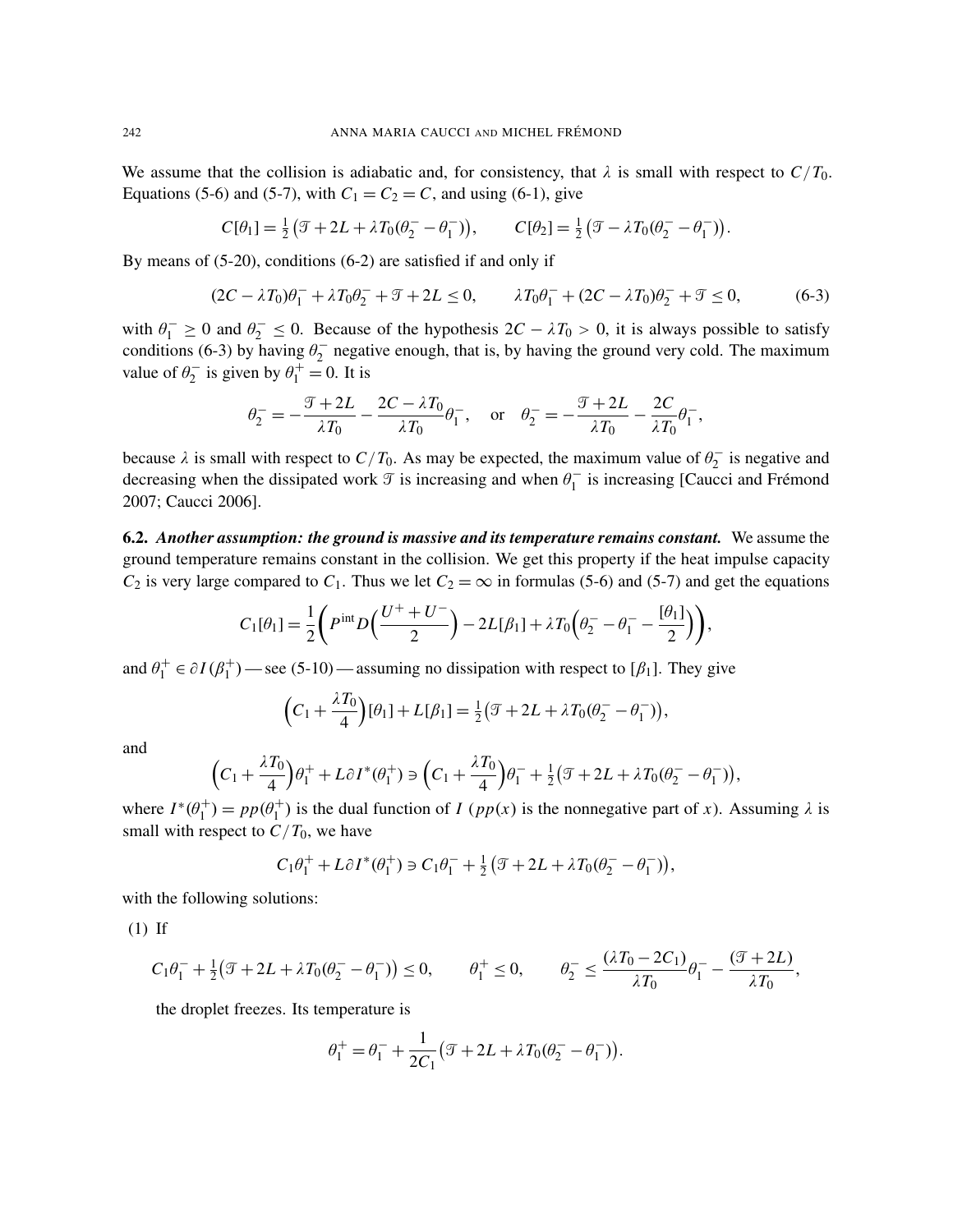We assume that the collision is adiabatic and, for consistency, that $\lambda$ is small with respect to $C/T_0$. Equations (5-6) and (5-7), with $C_1 = C_2 = C$, and using (6-1), give

$$C[\theta_1] = \tfrac{1}{2}\big(\mathcal{T} + 2L + \lambda T_0(\theta_2^- - \theta_1^-)\big), \qquad C[\theta_2] = \tfrac{1}{2}\big(\mathcal{T} - \lambda T_0(\theta_2^- - \theta_1^-)\big).$$

By means of (5-20), conditions (6-2) are satisfied if and only if

$$(2C - \lambda T_0)\theta_1^- + \lambda T_0 \theta_2^- + \mathcal{T} + 2L \le 0, \qquad \lambda T_0 \theta_1^- + (2C - \lambda T_0)\theta_2^- + \mathcal{T} \le 0, \tag{6-3}$$

with $\theta_1^- \ge 0$ and $\theta_2^- \le 0$. Because of the hypothesis $2C - \lambda T_0 > 0$, it is always possible to satisfy conditions (6-3) by having $\theta_2^-$ negative enough, that is, by having the ground very cold. The maximum value of $\theta_2^-$ is given by $\theta_1^+ = 0$. It is

$$\theta_2^- = -\frac{\mathcal{T} + 2L}{\lambda T_0} - \frac{2C - \lambda T_0}{\lambda T_0}\theta_1^-, \quad \text{or} \quad \theta_2^- = -\frac{\mathcal{T} + 2L}{\lambda T_0} - \frac{2C}{\lambda T_0}\theta_1^-,$$

because $\lambda$ is small with respect to $C/T_0$. As may be expected, the maximum value of $\theta_2^-$ is negative and decreasing when the dissipated work $\mathcal{T}$ is increasing and when $\theta_1^-$ is increasing [Caucci and Frémond 2007; Caucci 2006].

**6.2.** ***Another assumption: the ground is massive and its temperature remains constant.*** We assume the ground temperature remains constant in the collision. We get this property if the heat impulse capacity $C_2$ is very large compared to $C_1$. Thus we let $C_2 = \infty$ in formulas (5-6) and (5-7) and get the equations

$$C_1[\theta_1] = \frac{1}{2}\bigg(P^{\text{int}} D\Big(\frac{U^+ + U^-}{2}\Big) - 2L[\beta_1] + \lambda T_0\Big(\theta_2^- - \theta_1^- - \frac{[\theta_1]}{2}\Big)\bigg),$$

and $\theta_1^+ \in \partial I(\beta_1^+)$ — see (5-10) — assuming no dissipation with respect to $[\beta_1]$. They give

$$\Big(C_1 + \frac{\lambda T_0}{4}\Big)[\theta_1] + L[\beta_1] = \tfrac{1}{2}\big(\mathcal{T} + 2L + \lambda T_0(\theta_2^- - \theta_1^-)\big),$$

and

$$\Big(C_1 + \frac{\lambda T_0}{4}\Big)\theta_1^+ + L\partial I^*(\theta_1^+) \ni \Big(C_1 + \frac{\lambda T_0}{4}\Big)\theta_1^- + \tfrac{1}{2}\big(\mathcal{T} + 2L + \lambda T_0(\theta_2^- - \theta_1^-)\big),$$

where $I^*(\theta_1^+) = pp(\theta_1^+)$ is the dual function of $I$ ($pp(x)$ is the nonnegative part of $x$). Assuming $\lambda$ is small with respect to $C/T_0$, we have

$$C_1\theta_1^+ + L\partial I^*(\theta_1^+) \ni C_1\theta_1^- + \tfrac{1}{2}\big(\mathcal{T} + 2L + \lambda T_0(\theta_2^- - \theta_1^-)\big),$$

with the following solutions:

(1) If

$$C_1\theta_1^- + \tfrac{1}{2}\big(\mathcal{T} + 2L + \lambda T_0(\theta_2^- - \theta_1^-)\big) \le 0, \qquad \theta_1^+ \le 0, \qquad \theta_2^- \le \frac{(\lambda T_0 - 2C_1)}{\lambda T_0}\theta_1^- - \frac{(\mathcal{T} + 2L)}{\lambda T_0},$$

the droplet freezes. Its temperature is

$$\theta_1^+ = \theta_1^- + \frac{1}{2C_1}\big(\mathcal{T} + 2L + \lambda T_0(\theta_2^- - \theta_1^-)\big).$$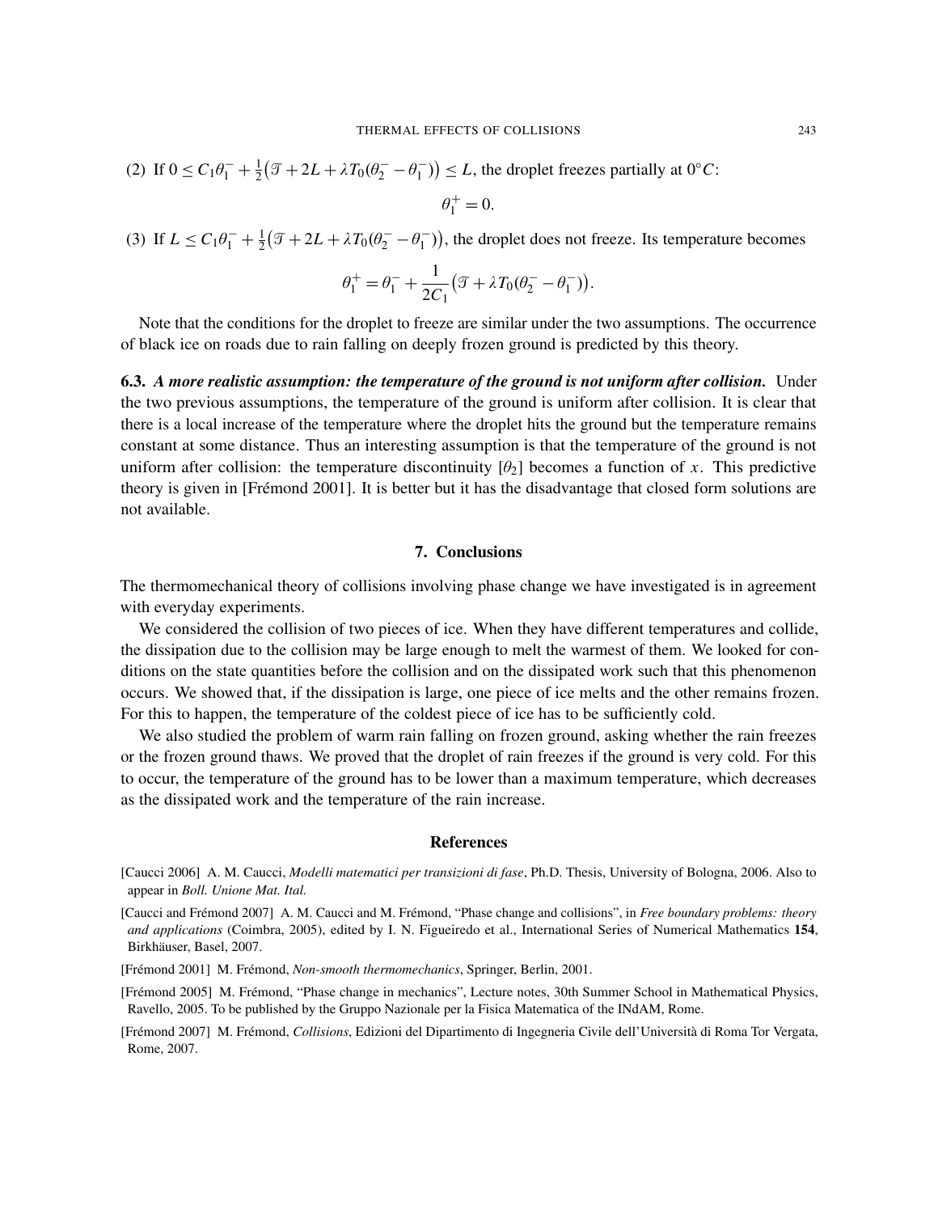(2) If $0 \leq C_1\theta_1^- + \frac{1}{2}\big(\mathcal{T} + 2L + \lambda T_0(\theta_2^- - \theta_1^-)\big) \leq L$, the droplet freezes partially at $0°C$:

$$\theta_1^+ = 0.$$

(3) If $L \leq C_1\theta_1^- + \frac{1}{2}\big(\mathcal{T} + 2L + \lambda T_0(\theta_2^- - \theta_1^-)\big)$, the droplet does not freeze. Its temperature becomes

$$\theta_1^+ = \theta_1^- + \frac{1}{2C_1}\big(\mathcal{T} + \lambda T_0(\theta_2^- - \theta_1^-)\big).$$

Note that the conditions for the droplet to freeze are similar under the two assumptions. The occurrence of black ice on roads due to rain falling on deeply frozen ground is predicted by this theory.

**6.3.** ***A more realistic assumption: the temperature of the ground is not uniform after collision.*** Under the two previous assumptions, the temperature of the ground is uniform after collision. It is clear that there is a local increase of the temperature where the droplet hits the ground but the temperature remains constant at some distance. Thus an interesting assumption is that the temperature of the ground is not uniform after collision: the temperature discontinuity $[\theta_2]$ becomes a function of $x$. This predictive theory is given in [Frémond 2001]. It is better but it has the disadvantage that closed form solutions are not available.

## 7. Conclusions

The thermomechanical theory of collisions involving phase change we have investigated is in agreement with everyday experiments.

We considered the collision of two pieces of ice. When they have different temperatures and collide, the dissipation due to the collision may be large enough to melt the warmest of them. We looked for conditions on the state quantities before the collision and on the dissipated work such that this phenomenon occurs. We showed that, if the dissipation is large, one piece of ice melts and the other remains frozen. For this to happen, the temperature of the coldest piece of ice has to be sufficiently cold.

We also studied the problem of warm rain falling on frozen ground, asking whether the rain freezes or the frozen ground thaws. We proved that the droplet of rain freezes if the ground is very cold. For this to occur, the temperature of the ground has to be lower than a maximum temperature, which decreases as the dissipated work and the temperature of the rain increase.

## References

[Caucci 2006] A. M. Caucci, *Modelli matematici per transizioni di fase*, Ph.D. Thesis, University of Bologna, 2006. Also to appear in *Boll. Unione Mat. Ital.*

[Caucci and Frémond 2007] A. M. Caucci and M. Frémond, "Phase change and collisions", in *Free boundary problems: theory and applications* (Coimbra, 2005), edited by I. N. Figueiredo et al., International Series of Numerical Mathematics **154**, Birkhäuser, Basel, 2007.

[Frémond 2001] M. Frémond, *Non-smooth thermomechanics*, Springer, Berlin, 2001.

[Frémond 2005] M. Frémond, "Phase change in mechanics", Lecture notes, 30th Summer School in Mathematical Physics, Ravello, 2005. To be published by the Gruppo Nazionale per la Fisica Matematica of the INdAM, Rome.

[Frémond 2007] M. Frémond, *Collisions*, Edizioni del Dipartimento di Ingegneria Civile dell'Università di Roma Tor Vergata, Rome, 2007.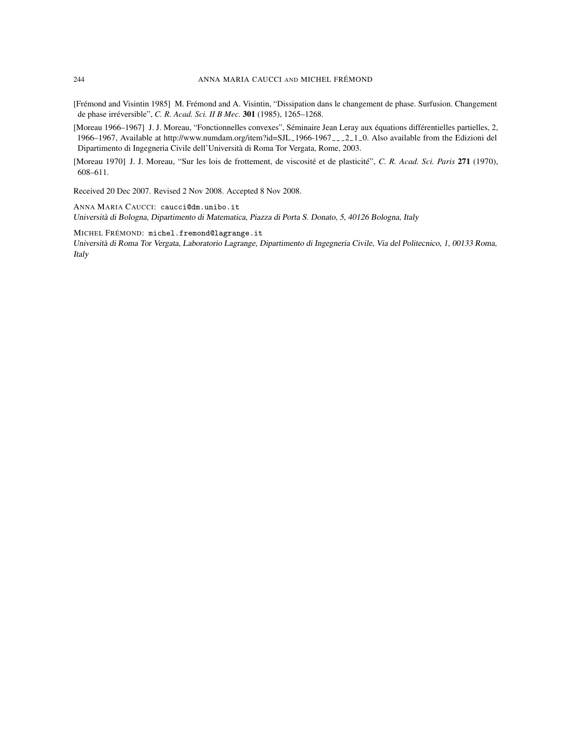[Frémond and Visintin 1985] M. Frémond and A. Visintin, "Dissipation dans le changement de phase. Surfusion. Changement de phase irréversible", *C. R. Acad. Sci. II B Mec.* **301** (1985), 1265–1268.

[Moreau 1966–1967] J. J. Moreau, "Fonctionnelles convexes", Séminaire Jean Leray aux équations différentielles partielles, 2, 1966–1967, Available at http://www.numdam.org/item?id=SJL_1966-1967___2_1_0. Also available from the Edizioni del Dipartimento di Ingegneria Civile dell'Università di Roma Tor Vergata, Rome, 2003.

[Moreau 1970] J. J. Moreau, "Sur les lois de frottement, de viscosité et de plasticité", *C. R. Acad. Sci. Paris* **271** (1970), 608–611.

Received 20 Dec 2007. Revised 2 Nov 2008. Accepted 8 Nov 2008.

ANNA MARIA CAUCCI: caucci@dm.unibo.it
*Università di Bologna, Dipartimento di Matematica, Piazza di Porta S. Donato, 5, 40126 Bologna, Italy*

MICHEL FRÉMOND: michel.fremond@lagrange.it
*Università di Roma Tor Vergata, Laboratorio Lagrange, Dipartimento di Ingegneria Civile, Via del Politecnico, 1, 00133 Roma, Italy*